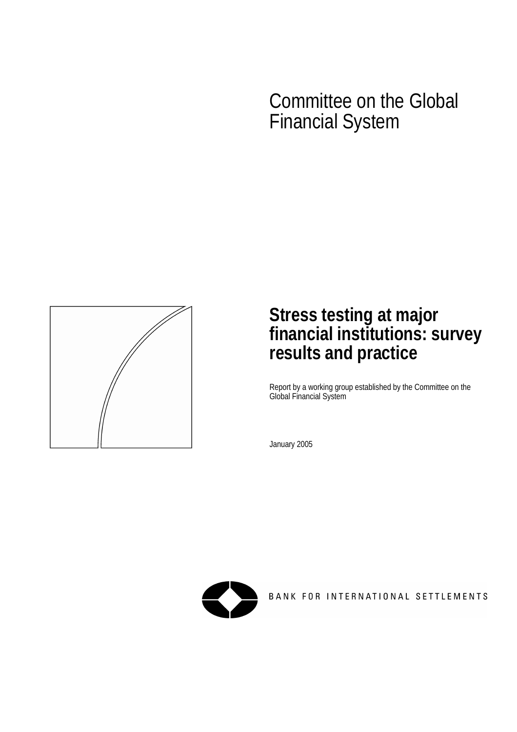Committee on the Global Financial System

# Stress testing at major financial institutions: survey results and practice

Report by a working group established by the Committee on the Global Financial System

January 2005

BANK FOR INTERNATIONAL SETTLEMENTS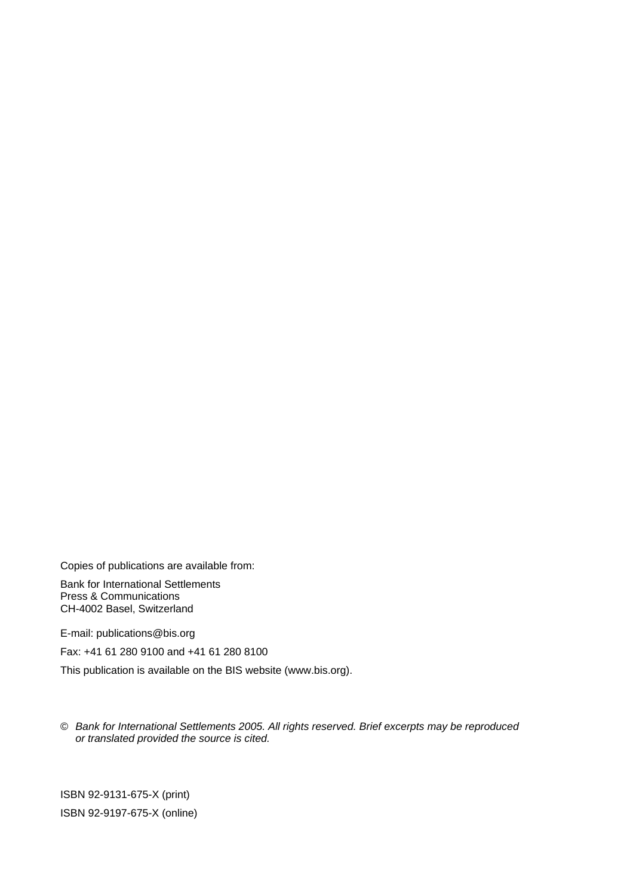Copies of publications are available from:

Bank for International Settlements
Press & Communications
CH-4002 Basel, Switzerland

E-mail: publications@bis.org

Fax: +41 61 280 9100 and +41 61 280 8100

This publication is available on the BIS website (www.bis.org).

© *Bank for International Settlements 2005. All rights reserved. Brief excerpts may be reproduced or translated provided the source is cited.*

ISBN 92-9131-675-X (print)

ISBN 92-9197-675-X (online)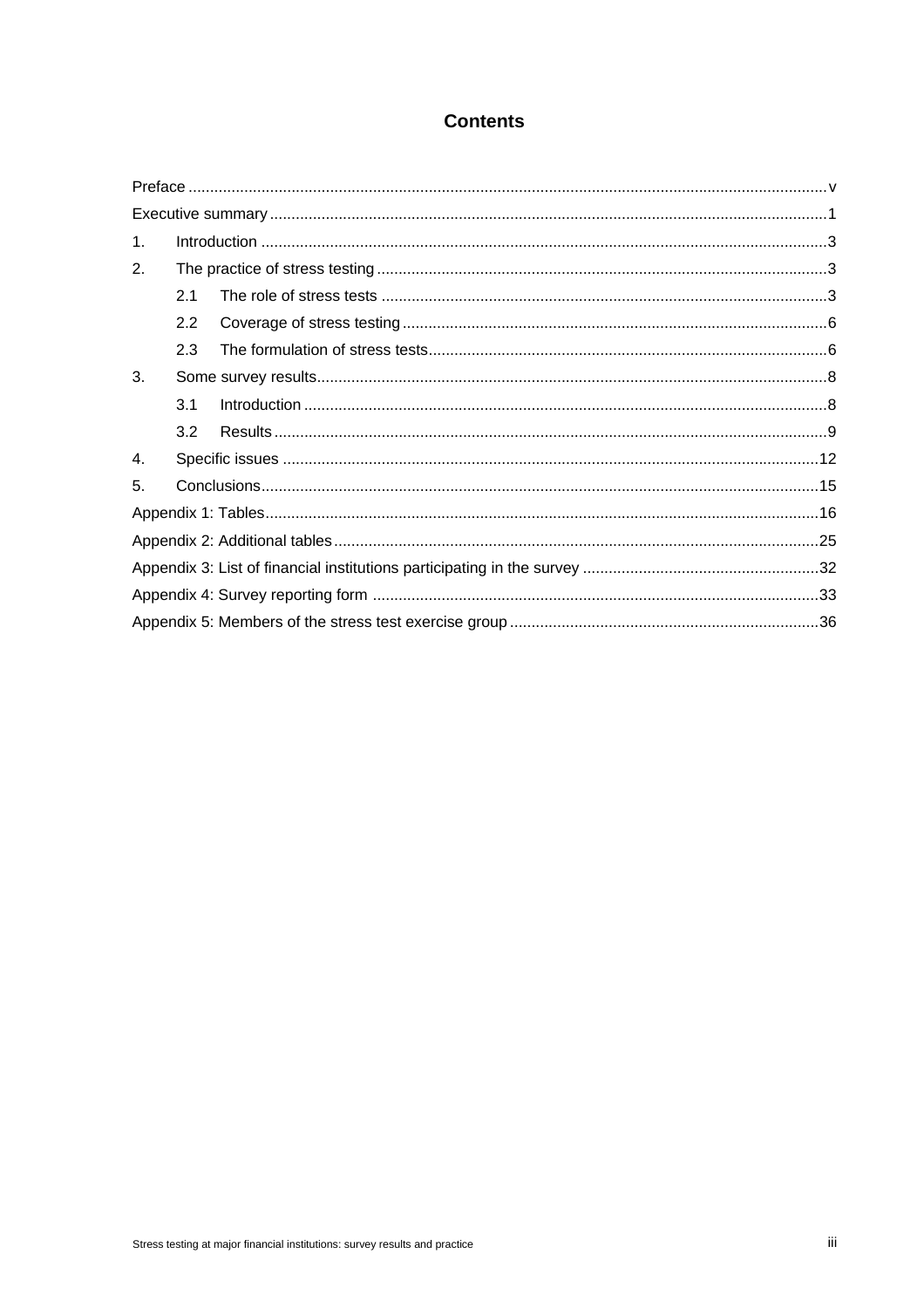# Contents

Preface ........................................................................................................................................ v

Executive summary ....................................................................................................................... 1

1. Introduction ........................................................................................................................... 3

2. The practice of stress testing ................................................................................................. 3

   2.1 The role of stress tests ..................................................................................................... 3

   2.2 Coverage of stress testing ................................................................................................ 6

   2.3 The formulation of stress tests ......................................................................................... 6

3. Some survey results ............................................................................................................... 8

   3.1 Introduction ...................................................................................................................... 8

   3.2 Results ............................................................................................................................. 9

4. Specific issues ...................................................................................................................... 12

5. Conclusions .......................................................................................................................... 15

Appendix 1: Tables ..................................................................................................................... 16

Appendix 2: Additional tables ...................................................................................................... 25

Appendix 3: List of financial institutions participating in the survey ............................................ 32

Appendix 4: Survey reporting form ............................................................................................. 33

Appendix 5: Members of the stress test exercise group .............................................................. 36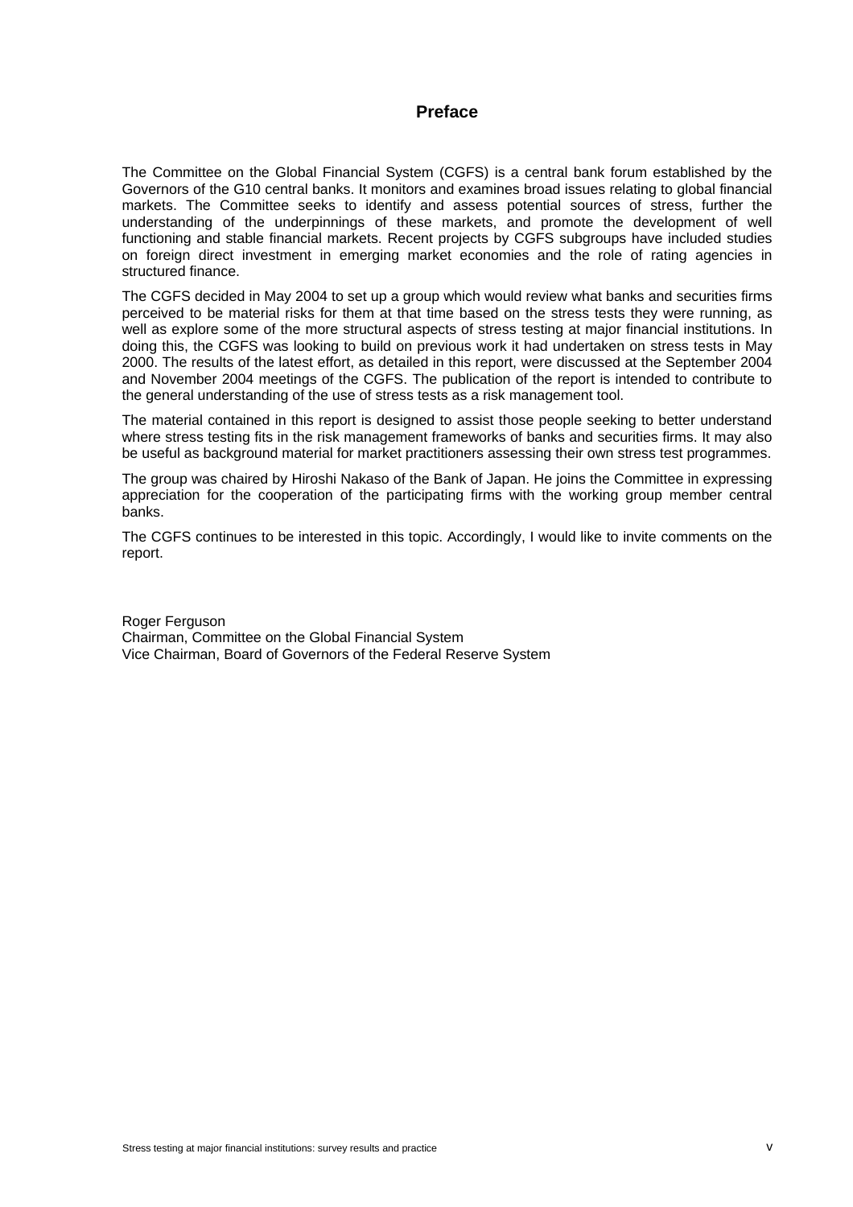# Preface

The Committee on the Global Financial System (CGFS) is a central bank forum established by the Governors of the G10 central banks. It monitors and examines broad issues relating to global financial markets. The Committee seeks to identify and assess potential sources of stress, further the understanding of the underpinnings of these markets, and promote the development of well functioning and stable financial markets. Recent projects by CGFS subgroups have included studies on foreign direct investment in emerging market economies and the role of rating agencies in structured finance.

The CGFS decided in May 2004 to set up a group which would review what banks and securities firms perceived to be material risks for them at that time based on the stress tests they were running, as well as explore some of the more structural aspects of stress testing at major financial institutions. In doing this, the CGFS was looking to build on previous work it had undertaken on stress tests in May 2000. The results of the latest effort, as detailed in this report, were discussed at the September 2004 and November 2004 meetings of the CGFS. The publication of the report is intended to contribute to the general understanding of the use of stress tests as a risk management tool.

The material contained in this report is designed to assist those people seeking to better understand where stress testing fits in the risk management frameworks of banks and securities firms. It may also be useful as background material for market practitioners assessing their own stress test programmes.

The group was chaired by Hiroshi Nakaso of the Bank of Japan. He joins the Committee in expressing appreciation for the cooperation of the participating firms with the working group member central banks.

The CGFS continues to be interested in this topic. Accordingly, I would like to invite comments on the report.

Roger Ferguson
Chairman, Committee on the Global Financial System
Vice Chairman, Board of Governors of the Federal Reserve System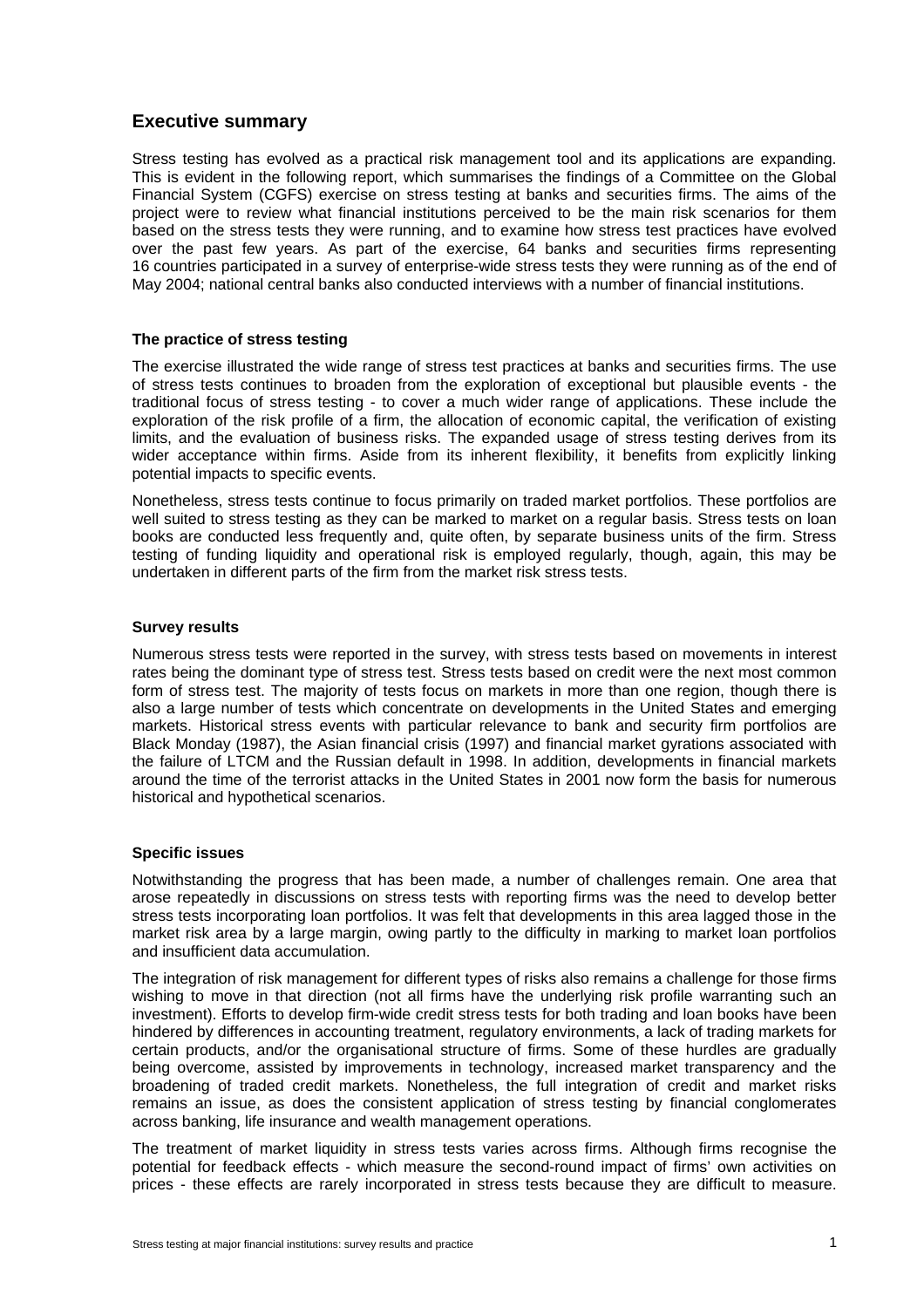## Executive summary

Stress testing has evolved as a practical risk management tool and its applications are expanding. This is evident in the following report, which summarises the findings of a Committee on the Global Financial System (CGFS) exercise on stress testing at banks and securities firms. The aims of the project were to review what financial institutions perceived to be the main risk scenarios for them based on the stress tests they were running, and to examine how stress test practices have evolved over the past few years. As part of the exercise, 64 banks and securities firms representing 16 countries participated in a survey of enterprise-wide stress tests they were running as of the end of May 2004; national central banks also conducted interviews with a number of financial institutions.

### The practice of stress testing

The exercise illustrated the wide range of stress test practices at banks and securities firms. The use of stress tests continues to broaden from the exploration of exceptional but plausible events - the traditional focus of stress testing - to cover a much wider range of applications. These include the exploration of the risk profile of a firm, the allocation of economic capital, the verification of existing limits, and the evaluation of business risks. The expanded usage of stress testing derives from its wider acceptance within firms. Aside from its inherent flexibility, it benefits from explicitly linking potential impacts to specific events.

Nonetheless, stress tests continue to focus primarily on traded market portfolios. These portfolios are well suited to stress testing as they can be marked to market on a regular basis. Stress tests on loan books are conducted less frequently and, quite often, by separate business units of the firm. Stress testing of funding liquidity and operational risk is employed regularly, though, again, this may be undertaken in different parts of the firm from the market risk stress tests.

### Survey results

Numerous stress tests were reported in the survey, with stress tests based on movements in interest rates being the dominant type of stress test. Stress tests based on credit were the next most common form of stress test. The majority of tests focus on markets in more than one region, though there is also a large number of tests which concentrate on developments in the United States and emerging markets. Historical stress events with particular relevance to bank and security firm portfolios are Black Monday (1987), the Asian financial crisis (1997) and financial market gyrations associated with the failure of LTCM and the Russian default in 1998. In addition, developments in financial markets around the time of the terrorist attacks in the United States in 2001 now form the basis for numerous historical and hypothetical scenarios.

### Specific issues

Notwithstanding the progress that has been made, a number of challenges remain. One area that arose repeatedly in discussions on stress tests with reporting firms was the need to develop better stress tests incorporating loan portfolios. It was felt that developments in this area lagged those in the market risk area by a large margin, owing partly to the difficulty in marking to market loan portfolios and insufficient data accumulation.

The integration of risk management for different types of risks also remains a challenge for those firms wishing to move in that direction (not all firms have the underlying risk profile warranting such an investment). Efforts to develop firm-wide credit stress tests for both trading and loan books have been hindered by differences in accounting treatment, regulatory environments, a lack of trading markets for certain products, and/or the organisational structure of firms. Some of these hurdles are gradually being overcome, assisted by improvements in technology, increased market transparency and the broadening of traded credit markets. Nonetheless, the full integration of credit and market risks remains an issue, as does the consistent application of stress testing by financial conglomerates across banking, life insurance and wealth management operations.

The treatment of market liquidity in stress tests varies across firms. Although firms recognise the potential for feedback effects - which measure the second-round impact of firms' own activities on prices - these effects are rarely incorporated in stress tests because they are difficult to measure.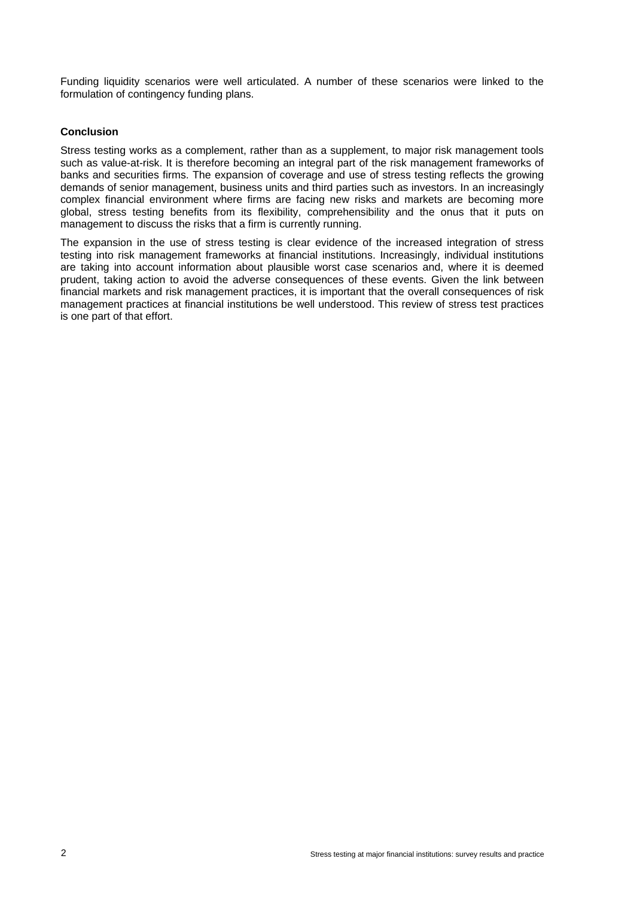Funding liquidity scenarios were well articulated. A number of these scenarios were linked to the formulation of contingency funding plans.

**Conclusion**

Stress testing works as a complement, rather than as a supplement, to major risk management tools such as value-at-risk. It is therefore becoming an integral part of the risk management frameworks of banks and securities firms. The expansion of coverage and use of stress testing reflects the growing demands of senior management, business units and third parties such as investors. In an increasingly complex financial environment where firms are facing new risks and markets are becoming more global, stress testing benefits from its flexibility, comprehensibility and the onus that it puts on management to discuss the risks that a firm is currently running.

The expansion in the use of stress testing is clear evidence of the increased integration of stress testing into risk management frameworks at financial institutions. Increasingly, individual institutions are taking into account information about plausible worst case scenarios and, where it is deemed prudent, taking action to avoid the adverse consequences of these events. Given the link between financial markets and risk management practices, it is important that the overall consequences of risk management practices at financial institutions be well understood. This review of stress test practices is one part of that effort.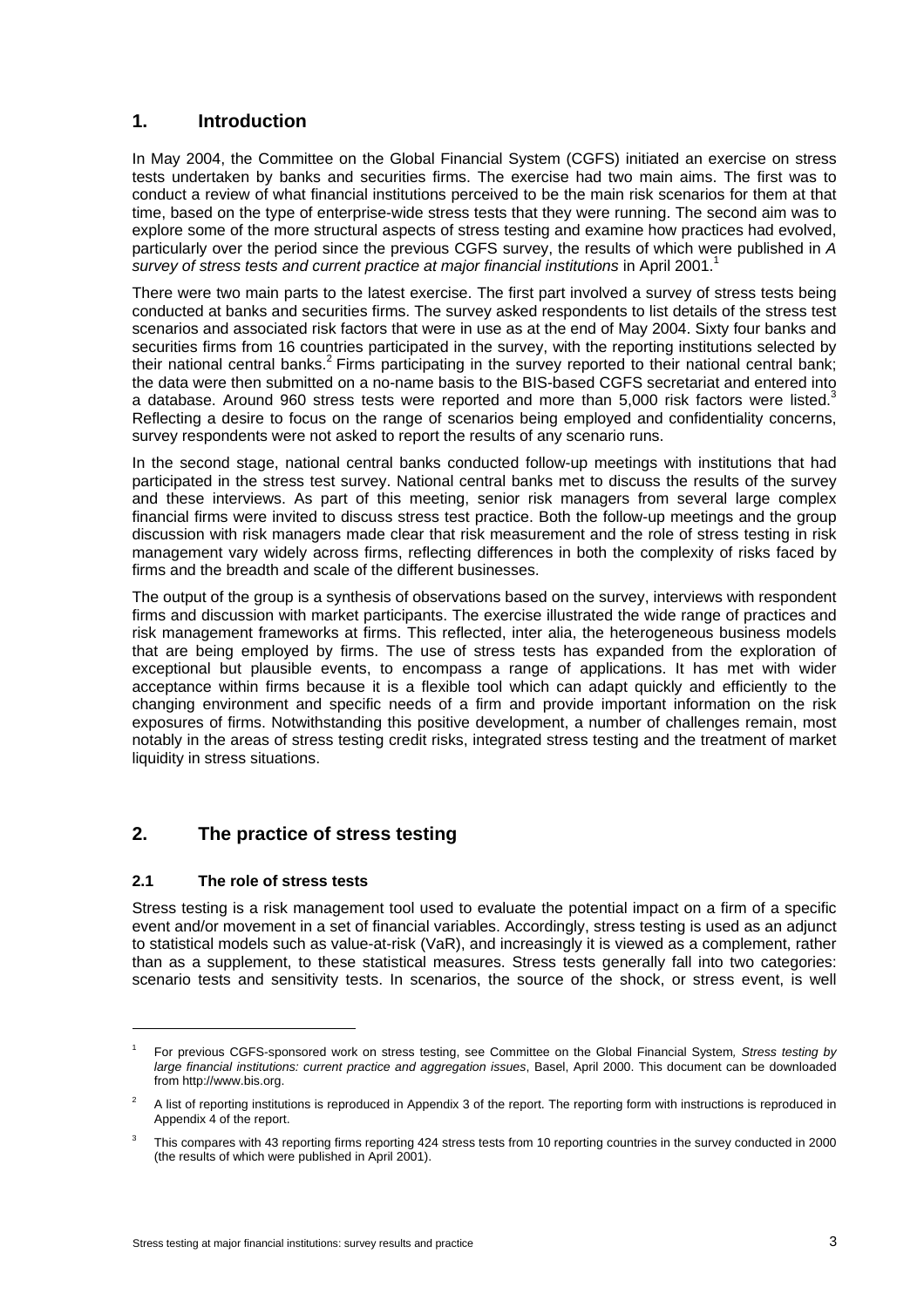## 1. Introduction

In May 2004, the Committee on the Global Financial System (CGFS) initiated an exercise on stress tests undertaken by banks and securities firms. The exercise had two main aims. The first was to conduct a review of what financial institutions perceived to be the main risk scenarios for them at that time, based on the type of enterprise-wide stress tests that they were running. The second aim was to explore some of the more structural aspects of stress testing and examine how practices had evolved, particularly over the period since the previous CGFS survey, the results of which were published in *A survey of stress tests and current practice at major financial institutions* in April 2001.[1]

There were two main parts to the latest exercise. The first part involved a survey of stress tests being conducted at banks and securities firms. The survey asked respondents to list details of the stress test scenarios and associated risk factors that were in use as at the end of May 2004. Sixty four banks and securities firms from 16 countries participated in the survey, with the reporting institutions selected by their national central banks.[2] Firms participating in the survey reported to their national central bank; the data were then submitted on a no-name basis to the BIS-based CGFS secretariat and entered into a database. Around 960 stress tests were reported and more than 5,000 risk factors were listed.[3] Reflecting a desire to focus on the range of scenarios being employed and confidentiality concerns, survey respondents were not asked to report the results of any scenario runs.

In the second stage, national central banks conducted follow-up meetings with institutions that had participated in the stress test survey. National central banks met to discuss the results of the survey and these interviews. As part of this meeting, senior risk managers from several large complex financial firms were invited to discuss stress test practice. Both the follow-up meetings and the group discussion with risk managers made clear that risk measurement and the role of stress testing in risk management vary widely across firms, reflecting differences in both the complexity of risks faced by firms and the breadth and scale of the different businesses.

The output of the group is a synthesis of observations based on the survey, interviews with respondent firms and discussion with market participants. The exercise illustrated the wide range of practices and risk management frameworks at firms. This reflected, inter alia, the heterogeneous business models that are being employed by firms. The use of stress tests has expanded from the exploration of exceptional but plausible events, to encompass a range of applications. It has met with wider acceptance within firms because it is a flexible tool which can adapt quickly and efficiently to the changing environment and specific needs of a firm and provide important information on the risk exposures of firms. Notwithstanding this positive development, a number of challenges remain, most notably in the areas of stress testing credit risks, integrated stress testing and the treatment of market liquidity in stress situations.

## 2. The practice of stress testing

### 2.1 The role of stress tests

Stress testing is a risk management tool used to evaluate the potential impact on a firm of a specific event and/or movement in a set of financial variables. Accordingly, stress testing is used as an adjunct to statistical models such as value-at-risk (VaR), and increasingly it is viewed as a complement, rather than as a supplement, to these statistical measures. Stress tests generally fall into two categories: scenario tests and sensitivity tests. In scenarios, the source of the shock, or stress event, is well

---

[1] For previous CGFS-sponsored work on stress testing, see Committee on the Global Financial System, *Stress testing by large financial institutions: current practice and aggregation issues*, Basel, April 2000. This document can be downloaded from http://www.bis.org.

[2] A list of reporting institutions is reproduced in Appendix 3 of the report. The reporting form with instructions is reproduced in Appendix 4 of the report.

[3] This compares with 43 reporting firms reporting 424 stress tests from 10 reporting countries in the survey conducted in 2000 (the results of which were published in April 2001).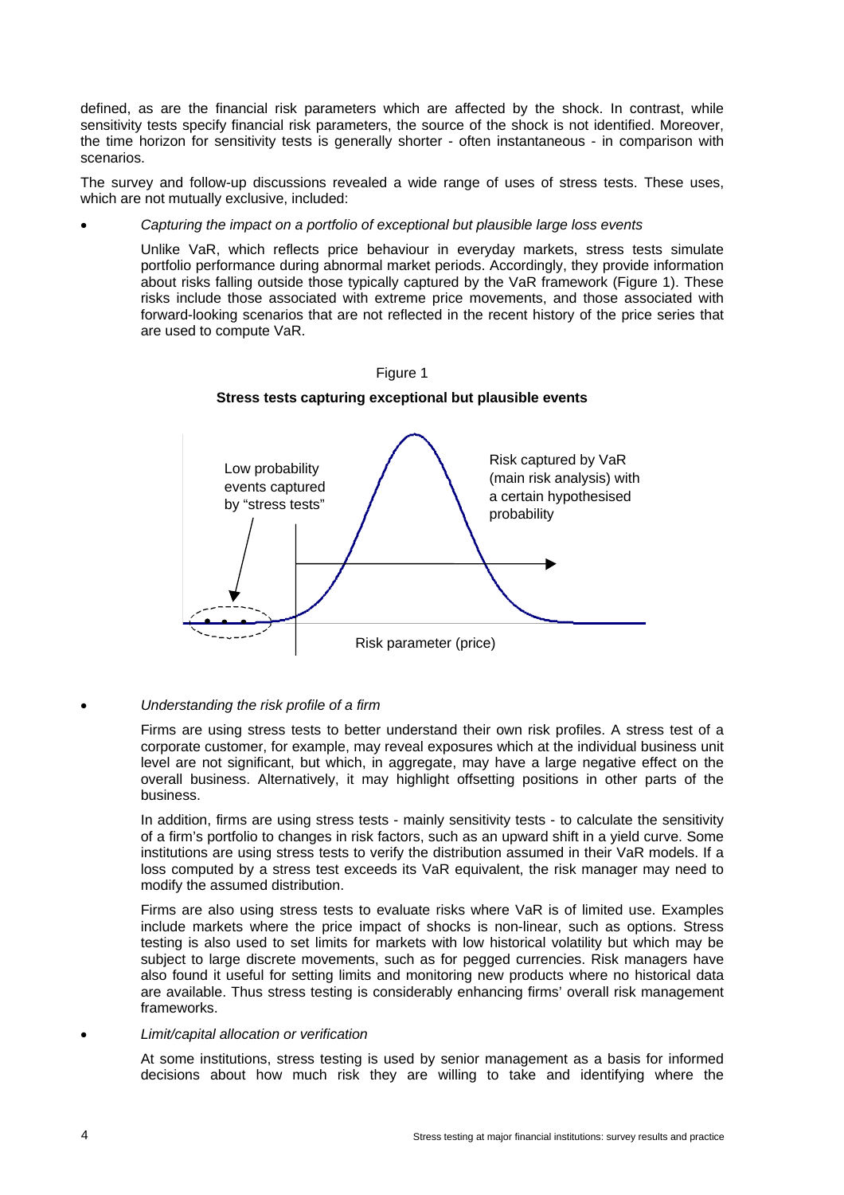defined, as are the financial risk parameters which are affected by the shock. In contrast, while sensitivity tests specify financial risk parameters, the source of the shock is not identified. Moreover, the time horizon for sensitivity tests is generally shorter - often instantaneous - in comparison with scenarios.

The survey and follow-up discussions revealed a wide range of uses of stress tests. These uses, which are not mutually exclusive, included:

- *Capturing the impact on a portfolio of exceptional but plausible large loss events*

  Unlike VaR, which reflects price behaviour in everyday markets, stress tests simulate portfolio performance during abnormal market periods. Accordingly, they provide information about risks falling outside those typically captured by the VaR framework (Figure 1). These risks include those associated with extreme price movements, and those associated with forward-looking scenarios that are not reflected in the recent history of the price series that are used to compute VaR.

Figure 1

**Stress tests capturing exceptional but plausible events**

Low probability events captured by "stress tests"

Risk captured by VaR (main risk analysis) with a certain hypothesised probability

Risk parameter (price)

- *Understanding the risk profile of a firm*

  Firms are using stress tests to better understand their own risk profiles. A stress test of a corporate customer, for example, may reveal exposures which at the individual business unit level are not significant, but which, in aggregate, may have a large negative effect on the overall business. Alternatively, it may highlight offsetting positions in other parts of the business.

  In addition, firms are using stress tests - mainly sensitivity tests - to calculate the sensitivity of a firm's portfolio to changes in risk factors, such as an upward shift in a yield curve. Some institutions are using stress tests to verify the distribution assumed in their VaR models. If a loss computed by a stress test exceeds its VaR equivalent, the risk manager may need to modify the assumed distribution.

  Firms are also using stress tests to evaluate risks where VaR is of limited use. Examples include markets where the price impact of shocks is non-linear, such as options. Stress testing is also used to set limits for markets with low historical volatility but which may be subject to large discrete movements, such as for pegged currencies. Risk managers have also found it useful for setting limits and monitoring new products where no historical data are available. Thus stress testing is considerably enhancing firms' overall risk management frameworks.

- *Limit/capital allocation or verification*

  At some institutions, stress testing is used by senior management as a basis for informed decisions about how much risk they are willing to take and identifying where the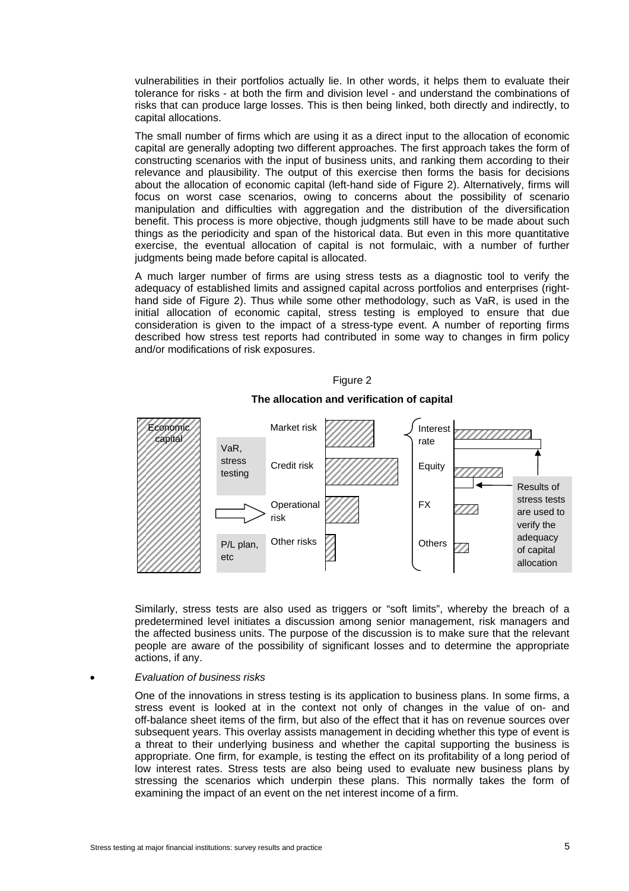vulnerabilities in their portfolios actually lie. In other words, it helps them to evaluate their tolerance for risks - at both the firm and division level - and understand the combinations of risks that can produce large losses. This is then being linked, both directly and indirectly, to capital allocations.

The small number of firms which are using it as a direct input to the allocation of economic capital are generally adopting two different approaches. The first approach takes the form of constructing scenarios with the input of business units, and ranking them according to their relevance and plausibility. The output of this exercise then forms the basis for decisions about the allocation of economic capital (left-hand side of Figure 2). Alternatively, firms will focus on worst case scenarios, owing to concerns about the possibility of scenario manipulation and difficulties with aggregation and the distribution of the diversification benefit. This process is more objective, though judgments still have to be made about such things as the periodicity and span of the historical data. But even in this more quantitative exercise, the eventual allocation of capital is not formulaic, with a number of further judgments being made before capital is allocated.

A much larger number of firms are using stress tests as a diagnostic tool to verify the adequacy of established limits and assigned capital across portfolios and enterprises (right-hand side of Figure 2). Thus while some other methodology, such as VaR, is used in the initial allocation of economic capital, stress testing is employed to ensure that due consideration is given to the impact of a stress-type event. A number of reporting firms described how stress test reports had contributed in some way to changes in firm policy and/or modifications of risk exposures.

Figure 2

**The allocation and verification of capital**

Economic capital | VaR, stress testing | P/L plan, etc | Market risk | Credit risk | Operational risk | Other risks | Interest rate | Equity | FX | Others | Results of stress tests are used to verify the adequacy of capital allocation

Similarly, stress tests are also used as triggers or "soft limits", whereby the breach of a predetermined level initiates a discussion among senior management, risk managers and the affected business units. The purpose of the discussion is to make sure that the relevant people are aware of the possibility of significant losses and to determine the appropriate actions, if any.

- *Evaluation of business risks*

One of the innovations in stress testing is its application to business plans. In some firms, a stress event is looked at in the context not only of changes in the value of on- and off-balance sheet items of the firm, but also of the effect that it has on revenue sources over subsequent years. This overlay assists management in deciding whether this type of event is a threat to their underlying business and whether the capital supporting the business is appropriate. One firm, for example, is testing the effect on its profitability of a long period of low interest rates. Stress tests are also being used to evaluate new business plans by stressing the scenarios which underpin these plans. This normally takes the form of examining the impact of an event on the net interest income of a firm.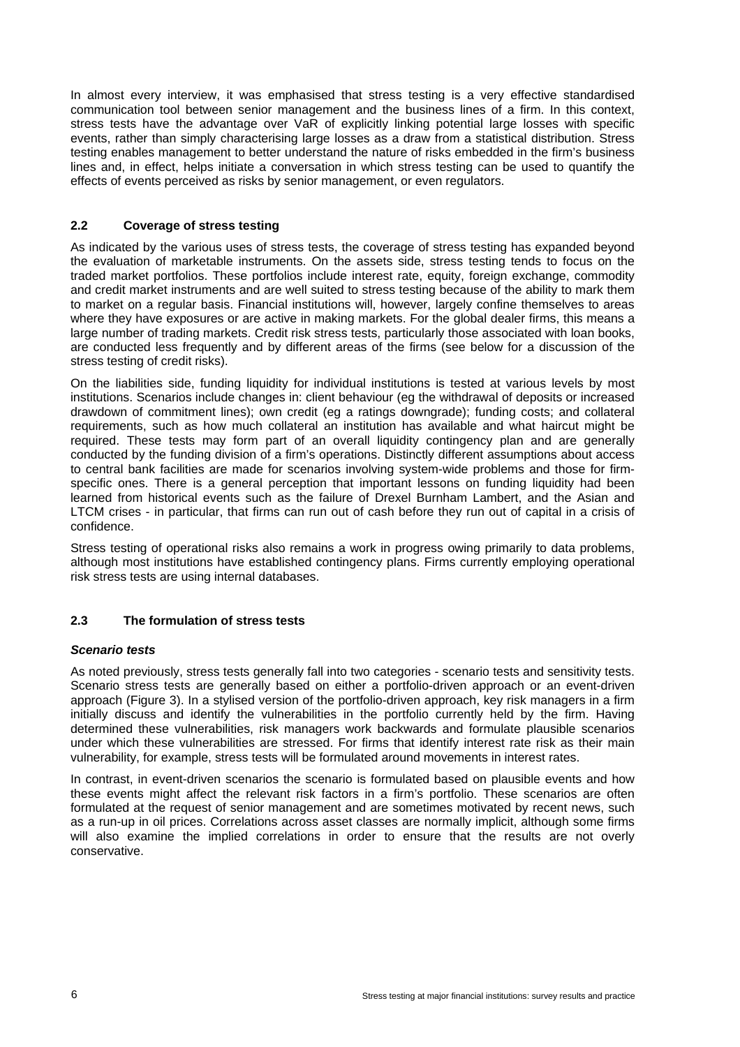In almost every interview, it was emphasised that stress testing is a very effective standardised communication tool between senior management and the business lines of a firm. In this context, stress tests have the advantage over VaR of explicitly linking potential large losses with specific events, rather than simply characterising large losses as a draw from a statistical distribution. Stress testing enables management to better understand the nature of risks embedded in the firm's business lines and, in effect, helps initiate a conversation in which stress testing can be used to quantify the effects of events perceived as risks by senior management, or even regulators.

## 2.2 Coverage of stress testing

As indicated by the various uses of stress tests, the coverage of stress testing has expanded beyond the evaluation of marketable instruments. On the assets side, stress testing tends to focus on the traded market portfolios. These portfolios include interest rate, equity, foreign exchange, commodity and credit market instruments and are well suited to stress testing because of the ability to mark them to market on a regular basis. Financial institutions will, however, largely confine themselves to areas where they have exposures or are active in making markets. For the global dealer firms, this means a large number of trading markets. Credit risk stress tests, particularly those associated with loan books, are conducted less frequently and by different areas of the firms (see below for a discussion of the stress testing of credit risks).

On the liabilities side, funding liquidity for individual institutions is tested at various levels by most institutions. Scenarios include changes in: client behaviour (eg the withdrawal of deposits or increased drawdown of commitment lines); own credit (eg a ratings downgrade); funding costs; and collateral requirements, such as how much collateral an institution has available and what haircut might be required. These tests may form part of an overall liquidity contingency plan and are generally conducted by the funding division of a firm's operations. Distinctly different assumptions about access to central bank facilities are made for scenarios involving system-wide problems and those for firm-specific ones. There is a general perception that important lessons on funding liquidity had been learned from historical events such as the failure of Drexel Burnham Lambert, and the Asian and LTCM crises - in particular, that firms can run out of cash before they run out of capital in a crisis of confidence.

Stress testing of operational risks also remains a work in progress owing primarily to data problems, although most institutions have established contingency plans. Firms currently employing operational risk stress tests are using internal databases.

## 2.3 The formulation of stress tests

### *Scenario tests*

As noted previously, stress tests generally fall into two categories - scenario tests and sensitivity tests. Scenario stress tests are generally based on either a portfolio-driven approach or an event-driven approach (Figure 3). In a stylised version of the portfolio-driven approach, key risk managers in a firm initially discuss and identify the vulnerabilities in the portfolio currently held by the firm. Having determined these vulnerabilities, risk managers work backwards and formulate plausible scenarios under which these vulnerabilities are stressed. For firms that identify interest rate risk as their main vulnerability, for example, stress tests will be formulated around movements in interest rates.

In contrast, in event-driven scenarios the scenario is formulated based on plausible events and how these events might affect the relevant risk factors in a firm's portfolio. These scenarios are often formulated at the request of senior management and are sometimes motivated by recent news, such as a run-up in oil prices. Correlations across asset classes are normally implicit, although some firms will also examine the implied correlations in order to ensure that the results are not overly conservative.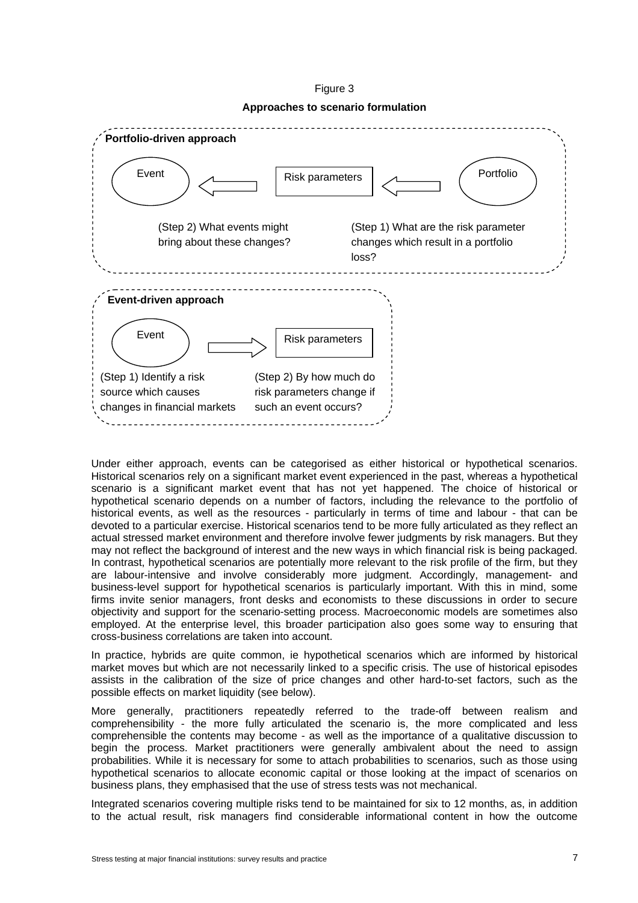Figure 3

**Approaches to scenario formulation**

**Portfolio-driven approach**

Event ⇐ Risk parameters ⇐ Portfolio

(Step 2) What events might bring about these changes?

(Step 1) What are the risk parameter changes which result in a portfolio loss?

**Event-driven approach**

Event ⇒ Risk parameters

(Step 1) Identify a risk source which causes changes in financial markets

(Step 2) By how much do risk parameters change if such an event occurs?

Under either approach, events can be categorised as either historical or hypothetical scenarios. Historical scenarios rely on a significant market event experienced in the past, whereas a hypothetical scenario is a significant market event that has not yet happened. The choice of historical or hypothetical scenario depends on a number of factors, including the relevance to the portfolio of historical events, as well as the resources - particularly in terms of time and labour - that can be devoted to a particular exercise. Historical scenarios tend to be more fully articulated as they reflect an actual stressed market environment and therefore involve fewer judgments by risk managers. But they may not reflect the background of interest and the new ways in which financial risk is being packaged. In contrast, hypothetical scenarios are potentially more relevant to the risk profile of the firm, but they are labour-intensive and involve considerably more judgment. Accordingly, management- and business-level support for hypothetical scenarios is particularly important. With this in mind, some firms invite senior managers, front desks and economists to these discussions in order to secure objectivity and support for the scenario-setting process. Macroeconomic models are sometimes also employed. At the enterprise level, this broader participation also goes some way to ensuring that cross-business correlations are taken into account.

In practice, hybrids are quite common, ie hypothetical scenarios which are informed by historical market moves but which are not necessarily linked to a specific crisis. The use of historical episodes assists in the calibration of the size of price changes and other hard-to-set factors, such as the possible effects on market liquidity (see below).

More generally, practitioners repeatedly referred to the trade-off between realism and comprehensibility - the more fully articulated the scenario is, the more complicated and less comprehensible the contents may become - as well as the importance of a qualitative discussion to begin the process. Market practitioners were generally ambivalent about the need to assign probabilities. While it is necessary for some to attach probabilities to scenarios, such as those using hypothetical scenarios to allocate economic capital or those looking at the impact of scenarios on business plans, they emphasised that the use of stress tests was not mechanical.

Integrated scenarios covering multiple risks tend to be maintained for six to 12 months, as, in addition to the actual result, risk managers find considerable informational content in how the outcome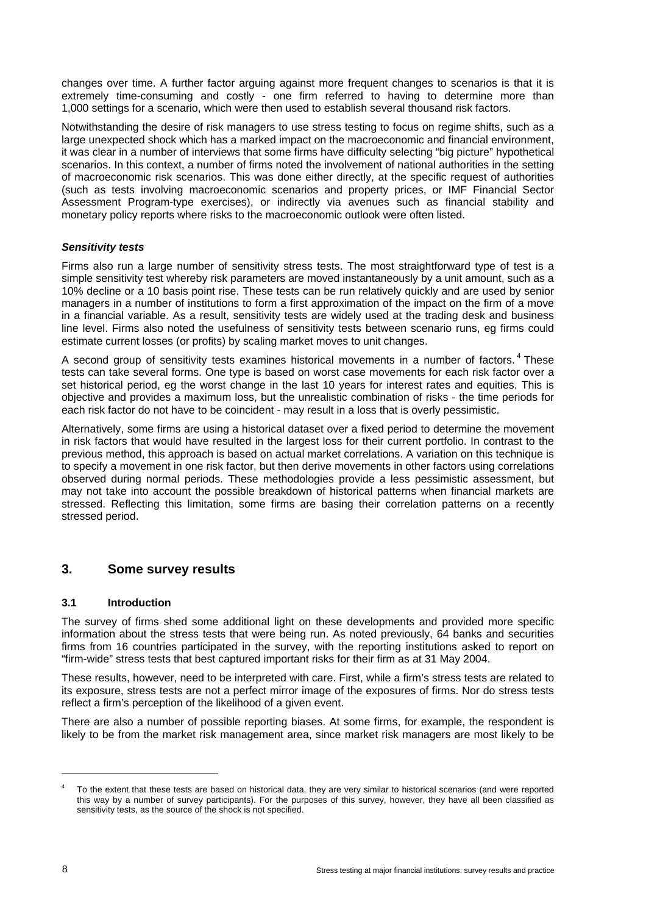changes over time. A further factor arguing against more frequent changes to scenarios is that it is extremely time-consuming and costly - one firm referred to having to determine more than 1,000 settings for a scenario, which were then used to establish several thousand risk factors.

Notwithstanding the desire of risk managers to use stress testing to focus on regime shifts, such as a large unexpected shock which has a marked impact on the macroeconomic and financial environment, it was clear in a number of interviews that some firms have difficulty selecting "big picture" hypothetical scenarios. In this context, a number of firms noted the involvement of national authorities in the setting of macroeconomic risk scenarios. This was done either directly, at the specific request of authorities (such as tests involving macroeconomic scenarios and property prices, or IMF Financial Sector Assessment Program-type exercises), or indirectly via avenues such as financial stability and monetary policy reports where risks to the macroeconomic outlook were often listed.

***Sensitivity tests***

Firms also run a large number of sensitivity stress tests. The most straightforward type of test is a simple sensitivity test whereby risk parameters are moved instantaneously by a unit amount, such as a 10% decline or a 10 basis point rise. These tests can be run relatively quickly and are used by senior managers in a number of institutions to form a first approximation of the impact on the firm of a move in a financial variable. As a result, sensitivity tests are widely used at the trading desk and business line level. Firms also noted the usefulness of sensitivity tests between scenario runs, eg firms could estimate current losses (or profits) by scaling market moves to unit changes.

A second group of sensitivity tests examines historical movements in a number of factors.[4] These tests can take several forms. One type is based on worst case movements for each risk factor over a set historical period, eg the worst change in the last 10 years for interest rates and equities. This is objective and provides a maximum loss, but the unrealistic combination of risks - the time periods for each risk factor do not have to be coincident - may result in a loss that is overly pessimistic.

Alternatively, some firms are using a historical dataset over a fixed period to determine the movement in risk factors that would have resulted in the largest loss for their current portfolio. In contrast to the previous method, this approach is based on actual market correlations. A variation on this technique is to specify a movement in one risk factor, but then derive movements in other factors using correlations observed during normal periods. These methodologies provide a less pessimistic assessment, but may not take into account the possible breakdown of historical patterns when financial markets are stressed. Reflecting this limitation, some firms are basing their correlation patterns on a recently stressed period.

## 3. Some survey results

### 3.1 Introduction

The survey of firms shed some additional light on these developments and provided more specific information about the stress tests that were being run. As noted previously, 64 banks and securities firms from 16 countries participated in the survey, with the reporting institutions asked to report on "firm-wide" stress tests that best captured important risks for their firm as at 31 May 2004.

These results, however, need to be interpreted with care. First, while a firm's stress tests are related to its exposure, stress tests are not a perfect mirror image of the exposures of firms. Nor do stress tests reflect a firm's perception of the likelihood of a given event.

There are also a number of possible reporting biases. At some firms, for example, the respondent is likely to be from the market risk management area, since market risk managers are most likely to be

---

[4] To the extent that these tests are based on historical data, they are very similar to historical scenarios (and were reported this way by a number of survey participants). For the purposes of this survey, however, they have all been classified as sensitivity tests, as the source of the shock is not specified.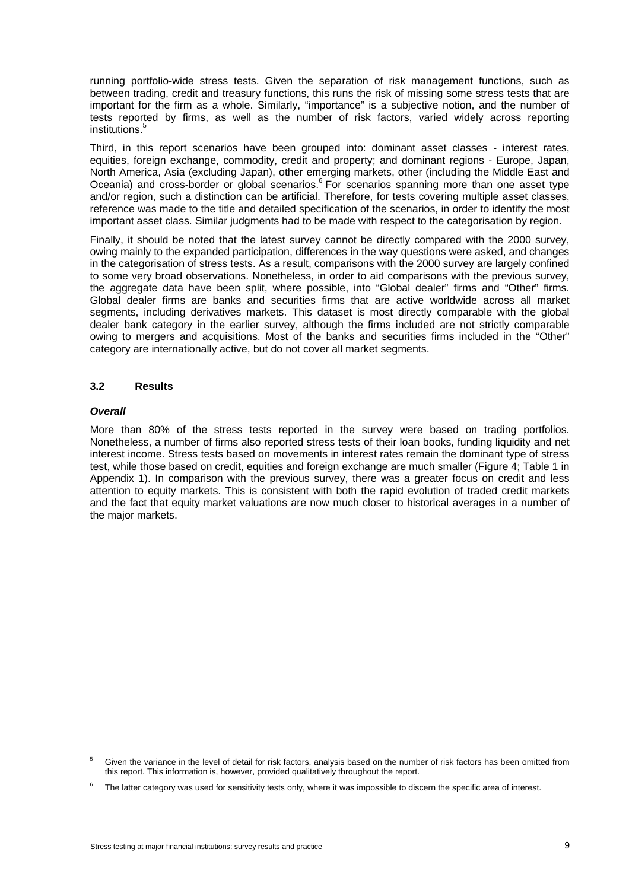running portfolio-wide stress tests. Given the separation of risk management functions, such as between trading, credit and treasury functions, this runs the risk of missing some stress tests that are important for the firm as a whole. Similarly, "importance" is a subjective notion, and the number of tests reported by firms, as well as the number of risk factors, varied widely across reporting institutions.[5]

Third, in this report scenarios have been grouped into: dominant asset classes - interest rates, equities, foreign exchange, commodity, credit and property; and dominant regions - Europe, Japan, North America, Asia (excluding Japan), other emerging markets, other (including the Middle East and Oceania) and cross-border or global scenarios.[6] For scenarios spanning more than one asset type and/or region, such a distinction can be artificial. Therefore, for tests covering multiple asset classes, reference was made to the title and detailed specification of the scenarios, in order to identify the most important asset class. Similar judgments had to be made with respect to the categorisation by region.

Finally, it should be noted that the latest survey cannot be directly compared with the 2000 survey, owing mainly to the expanded participation, differences in the way questions were asked, and changes in the categorisation of stress tests. As a result, comparisons with the 2000 survey are largely confined to some very broad observations. Nonetheless, in order to aid comparisons with the previous survey, the aggregate data have been split, where possible, into "Global dealer" firms and "Other" firms. Global dealer firms are banks and securities firms that are active worldwide across all market segments, including derivatives markets. This dataset is most directly comparable with the global dealer bank category in the earlier survey, although the firms included are not strictly comparable owing to mergers and acquisitions. Most of the banks and securities firms included in the "Other" category are internationally active, but do not cover all market segments.

### 3.2 Results

***Overall***

More than 80% of the stress tests reported in the survey were based on trading portfolios. Nonetheless, a number of firms also reported stress tests of their loan books, funding liquidity and net interest income. Stress tests based on movements in interest rates remain the dominant type of stress test, while those based on credit, equities and foreign exchange are much smaller (Figure 4; Table 1 in Appendix 1). In comparison with the previous survey, there was a greater focus on credit and less attention to equity markets. This is consistent with both the rapid evolution of traded credit markets and the fact that equity market valuations are now much closer to historical averages in a number of the major markets.

---

[5] Given the variance in the level of detail for risk factors, analysis based on the number of risk factors has been omitted from this report. This information is, however, provided qualitatively throughout the report.

[6] The latter category was used for sensitivity tests only, where it was impossible to discern the specific area of interest.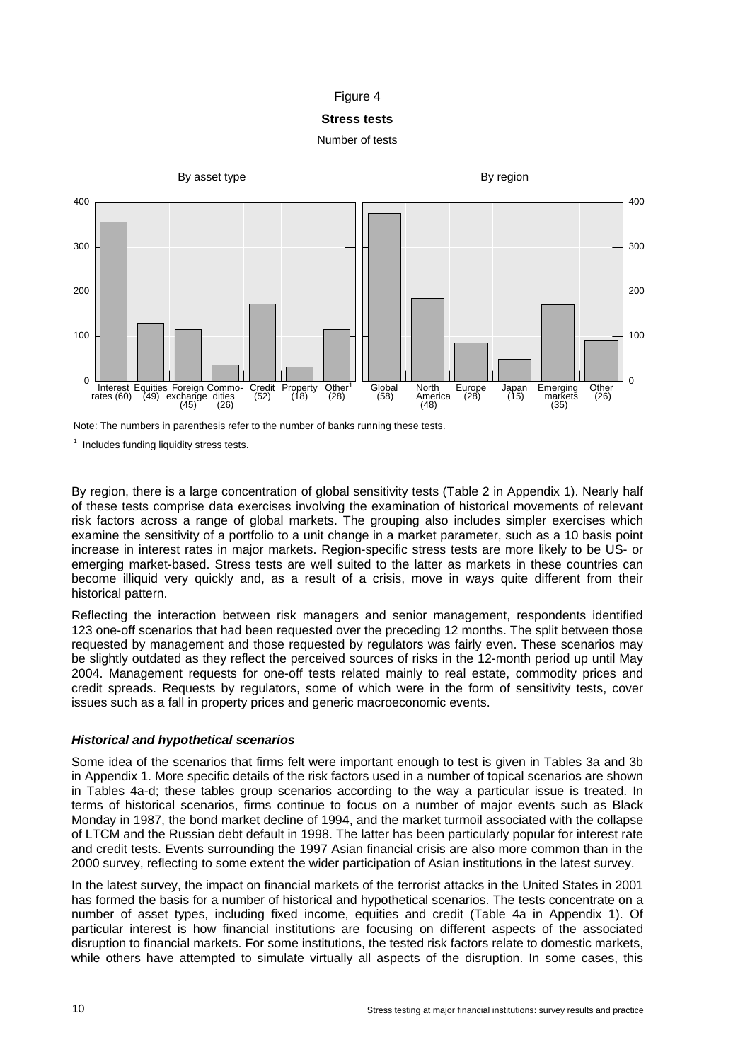Figure 4

**Stress tests**

Number of tests

Note: The numbers in parenthesis refer to the number of banks running these tests.

[1] Includes funding liquidity stress tests.

By region, there is a large concentration of global sensitivity tests (Table 2 in Appendix 1). Nearly half of these tests comprise data exercises involving the examination of historical movements of relevant risk factors across a range of global markets. The grouping also includes simpler exercises which examine the sensitivity of a portfolio to a unit change in a market parameter, such as a 10 basis point increase in interest rates in major markets. Region-specific stress tests are more likely to be US- or emerging market-based. Stress tests are well suited to the latter as markets in these countries can become illiquid very quickly and, as a result of a crisis, move in ways quite different from their historical pattern.

Reflecting the interaction between risk managers and senior management, respondents identified 123 one-off scenarios that had been requested over the preceding 12 months. The split between those requested by management and those requested by regulators was fairly even. These scenarios may be slightly outdated as they reflect the perceived sources of risks in the 12-month period up until May 2004. Management requests for one-off tests related mainly to real estate, commodity prices and credit spreads. Requests by regulators, some of which were in the form of sensitivity tests, cover issues such as a fall in property prices and generic macroeconomic events.

### *Historical and hypothetical scenarios*

Some idea of the scenarios that firms felt were important enough to test is given in Tables 3a and 3b in Appendix 1. More specific details of the risk factors used in a number of topical scenarios are shown in Tables 4a-d; these tables group scenarios according to the way a particular issue is treated. In terms of historical scenarios, firms continue to focus on a number of major events such as Black Monday in 1987, the bond market decline of 1994, and the market turmoil associated with the collapse of LTCM and the Russian debt default in 1998. The latter has been particularly popular for interest rate and credit tests. Events surrounding the 1997 Asian financial crisis are also more common than in the 2000 survey, reflecting to some extent the wider participation of Asian institutions in the latest survey.

In the latest survey, the impact on financial markets of the terrorist attacks in the United States in 2001 has formed the basis for a number of historical and hypothetical scenarios. The tests concentrate on a number of asset types, including fixed income, equities and credit (Table 4a in Appendix 1). Of particular interest is how financial institutions are focusing on different aspects of the associated disruption to financial markets. For some institutions, the tested risk factors relate to domestic markets, while others have attempted to simulate virtually all aspects of the disruption. In some cases, this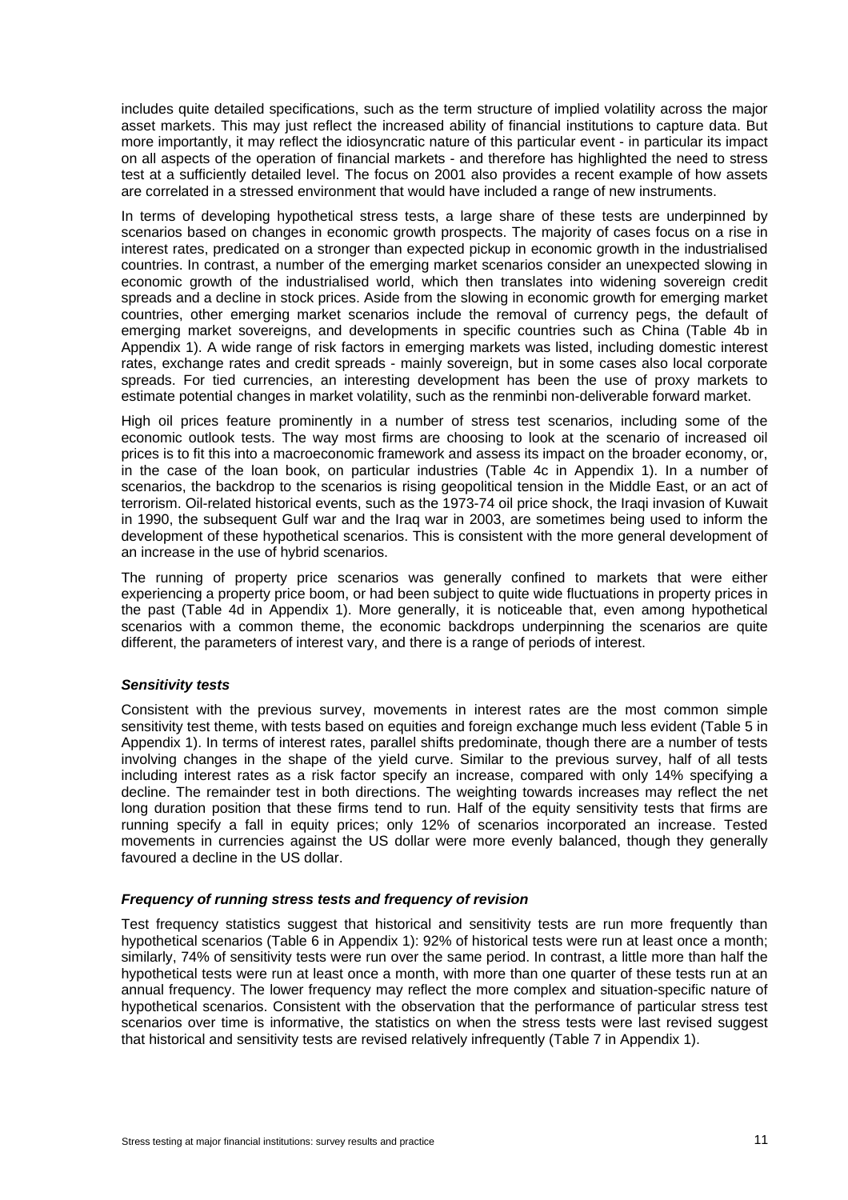includes quite detailed specifications, such as the term structure of implied volatility across the major asset markets. This may just reflect the increased ability of financial institutions to capture data. But more importantly, it may reflect the idiosyncratic nature of this particular event - in particular its impact on all aspects of the operation of financial markets - and therefore has highlighted the need to stress test at a sufficiently detailed level. The focus on 2001 also provides a recent example of how assets are correlated in a stressed environment that would have included a range of new instruments.

In terms of developing hypothetical stress tests, a large share of these tests are underpinned by scenarios based on changes in economic growth prospects. The majority of cases focus on a rise in interest rates, predicated on a stronger than expected pickup in economic growth in the industrialised countries. In contrast, a number of the emerging market scenarios consider an unexpected slowing in economic growth of the industrialised world, which then translates into widening sovereign credit spreads and a decline in stock prices. Aside from the slowing in economic growth for emerging market countries, other emerging market scenarios include the removal of currency pegs, the default of emerging market sovereigns, and developments in specific countries such as China (Table 4b in Appendix 1). A wide range of risk factors in emerging markets was listed, including domestic interest rates, exchange rates and credit spreads - mainly sovereign, but in some cases also local corporate spreads. For tied currencies, an interesting development has been the use of proxy markets to estimate potential changes in market volatility, such as the renminbi non-deliverable forward market.

High oil prices feature prominently in a number of stress test scenarios, including some of the economic outlook tests. The way most firms are choosing to look at the scenario of increased oil prices is to fit this into a macroeconomic framework and assess its impact on the broader economy, or, in the case of the loan book, on particular industries (Table 4c in Appendix 1). In a number of scenarios, the backdrop to the scenarios is rising geopolitical tension in the Middle East, or an act of terrorism. Oil-related historical events, such as the 1973-74 oil price shock, the Iraqi invasion of Kuwait in 1990, the subsequent Gulf war and the Iraq war in 2003, are sometimes being used to inform the development of these hypothetical scenarios. This is consistent with the more general development of an increase in the use of hybrid scenarios.

The running of property price scenarios was generally confined to markets that were either experiencing a property price boom, or had been subject to quite wide fluctuations in property prices in the past (Table 4d in Appendix 1). More generally, it is noticeable that, even among hypothetical scenarios with a common theme, the economic backdrops underpinning the scenarios are quite different, the parameters of interest vary, and there is a range of periods of interest.

### *Sensitivity tests*

Consistent with the previous survey, movements in interest rates are the most common simple sensitivity test theme, with tests based on equities and foreign exchange much less evident (Table 5 in Appendix 1). In terms of interest rates, parallel shifts predominate, though there are a number of tests involving changes in the shape of the yield curve. Similar to the previous survey, half of all tests including interest rates as a risk factor specify an increase, compared with only 14% specifying a decline. The remainder test in both directions. The weighting towards increases may reflect the net long duration position that these firms tend to run. Half of the equity sensitivity tests that firms are running specify a fall in equity prices; only 12% of scenarios incorporated an increase. Tested movements in currencies against the US dollar were more evenly balanced, though they generally favoured a decline in the US dollar.

### *Frequency of running stress tests and frequency of revision*

Test frequency statistics suggest that historical and sensitivity tests are run more frequently than hypothetical scenarios (Table 6 in Appendix 1): 92% of historical tests were run at least once a month; similarly, 74% of sensitivity tests were run over the same period. In contrast, a little more than half the hypothetical tests were run at least once a month, with more than one quarter of these tests run at an annual frequency. The lower frequency may reflect the more complex and situation-specific nature of hypothetical scenarios. Consistent with the observation that the performance of particular stress test scenarios over time is informative, the statistics on when the stress tests were last revised suggest that historical and sensitivity tests are revised relatively infrequently (Table 7 in Appendix 1).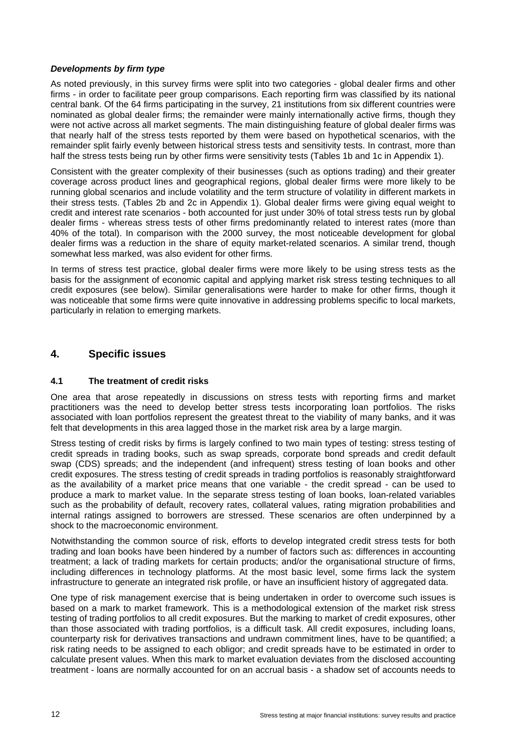***Developments by firm type***

As noted previously, in this survey firms were split into two categories - global dealer firms and other firms - in order to facilitate peer group comparisons. Each reporting firm was classified by its national central bank. Of the 64 firms participating in the survey, 21 institutions from six different countries were nominated as global dealer firms; the remainder were mainly internationally active firms, though they were not active across all market segments. The main distinguishing feature of global dealer firms was that nearly half of the stress tests reported by them were based on hypothetical scenarios, with the remainder split fairly evenly between historical stress tests and sensitivity tests. In contrast, more than half the stress tests being run by other firms were sensitivity tests (Tables 1b and 1c in Appendix 1).

Consistent with the greater complexity of their businesses (such as options trading) and their greater coverage across product lines and geographical regions, global dealer firms were more likely to be running global scenarios and include volatility and the term structure of volatility in different markets in their stress tests. (Tables 2b and 2c in Appendix 1). Global dealer firms were giving equal weight to credit and interest rate scenarios - both accounted for just under 30% of total stress tests run by global dealer firms - whereas stress tests of other firms predominantly related to interest rates (more than 40% of the total). In comparison with the 2000 survey, the most noticeable development for global dealer firms was a reduction in the share of equity market-related scenarios. A similar trend, though somewhat less marked, was also evident for other firms.

In terms of stress test practice, global dealer firms were more likely to be using stress tests as the basis for the assignment of economic capital and applying market risk stress testing techniques to all credit exposures (see below). Similar generalisations were harder to make for other firms, though it was noticeable that some firms were quite innovative in addressing problems specific to local markets, particularly in relation to emerging markets.

## 4. Specific issues

### 4.1 The treatment of credit risks

One area that arose repeatedly in discussions on stress tests with reporting firms and market practitioners was the need to develop better stress tests incorporating loan portfolios. The risks associated with loan portfolios represent the greatest threat to the viability of many banks, and it was felt that developments in this area lagged those in the market risk area by a large margin.

Stress testing of credit risks by firms is largely confined to two main types of testing: stress testing of credit spreads in trading books, such as swap spreads, corporate bond spreads and credit default swap (CDS) spreads; and the independent (and infrequent) stress testing of loan books and other credit exposures. The stress testing of credit spreads in trading portfolios is reasonably straightforward as the availability of a market price means that one variable - the credit spread - can be used to produce a mark to market value. In the separate stress testing of loan books, loan-related variables such as the probability of default, recovery rates, collateral values, rating migration probabilities and internal ratings assigned to borrowers are stressed. These scenarios are often underpinned by a shock to the macroeconomic environment.

Notwithstanding the common source of risk, efforts to develop integrated credit stress tests for both trading and loan books have been hindered by a number of factors such as: differences in accounting treatment; a lack of trading markets for certain products; and/or the organisational structure of firms, including differences in technology platforms. At the most basic level, some firms lack the system infrastructure to generate an integrated risk profile, or have an insufficient history of aggregated data.

One type of risk management exercise that is being undertaken in order to overcome such issues is based on a mark to market framework. This is a methodological extension of the market risk stress testing of trading portfolios to all credit exposures. But the marking to market of credit exposures, other than those associated with trading portfolios, is a difficult task. All credit exposures, including loans, counterparty risk for derivatives transactions and undrawn commitment lines, have to be quantified; a risk rating needs to be assigned to each obligor; and credit spreads have to be estimated in order to calculate present values. When this mark to market evaluation deviates from the disclosed accounting treatment - loans are normally accounted for on an accrual basis - a shadow set of accounts needs to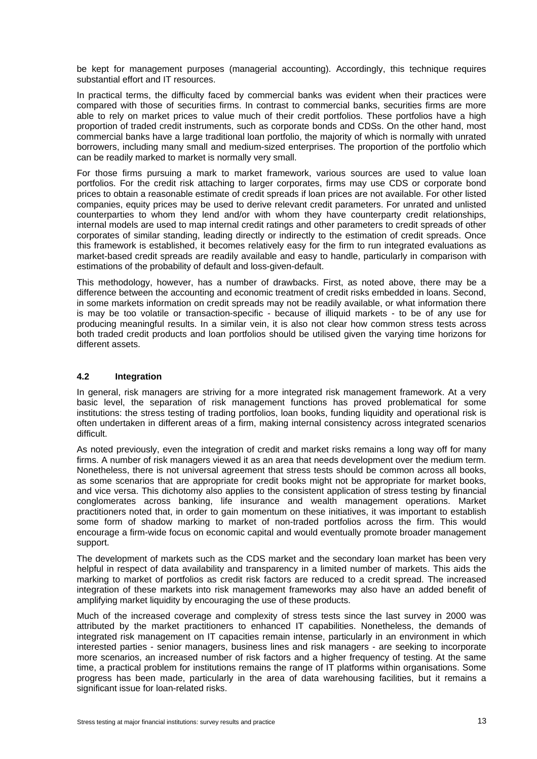be kept for management purposes (managerial accounting). Accordingly, this technique requires substantial effort and IT resources.

In practical terms, the difficulty faced by commercial banks was evident when their practices were compared with those of securities firms. In contrast to commercial banks, securities firms are more able to rely on market prices to value much of their credit portfolios. These portfolios have a high proportion of traded credit instruments, such as corporate bonds and CDSs. On the other hand, most commercial banks have a large traditional loan portfolio, the majority of which is normally with unrated borrowers, including many small and medium-sized enterprises. The proportion of the portfolio which can be readily marked to market is normally very small.

For those firms pursuing a mark to market framework, various sources are used to value loan portfolios. For the credit risk attaching to larger corporates, firms may use CDS or corporate bond prices to obtain a reasonable estimate of credit spreads if loan prices are not available. For other listed companies, equity prices may be used to derive relevant credit parameters. For unrated and unlisted counterparties to whom they lend and/or with whom they have counterparty credit relationships, internal models are used to map internal credit ratings and other parameters to credit spreads of other corporates of similar standing, leading directly or indirectly to the estimation of credit spreads. Once this framework is established, it becomes relatively easy for the firm to run integrated evaluations as market-based credit spreads are readily available and easy to handle, particularly in comparison with estimations of the probability of default and loss-given-default.

This methodology, however, has a number of drawbacks. First, as noted above, there may be a difference between the accounting and economic treatment of credit risks embedded in loans. Second, in some markets information on credit spreads may not be readily available, or what information there is may be too volatile or transaction-specific - because of illiquid markets - to be of any use for producing meaningful results. In a similar vein, it is also not clear how common stress tests across both traded credit products and loan portfolios should be utilised given the varying time horizons for different assets.

### 4.2 Integration

In general, risk managers are striving for a more integrated risk management framework. At a very basic level, the separation of risk management functions has proved problematical for some institutions: the stress testing of trading portfolios, loan books, funding liquidity and operational risk is often undertaken in different areas of a firm, making internal consistency across integrated scenarios difficult.

As noted previously, even the integration of credit and market risks remains a long way off for many firms. A number of risk managers viewed it as an area that needs development over the medium term. Nonetheless, there is not universal agreement that stress tests should be common across all books, as some scenarios that are appropriate for credit books might not be appropriate for market books, and vice versa. This dichotomy also applies to the consistent application of stress testing by financial conglomerates across banking, life insurance and wealth management operations. Market practitioners noted that, in order to gain momentum on these initiatives, it was important to establish some form of shadow marking to market of non-traded portfolios across the firm. This would encourage a firm-wide focus on economic capital and would eventually promote broader management support.

The development of markets such as the CDS market and the secondary loan market has been very helpful in respect of data availability and transparency in a limited number of markets. This aids the marking to market of portfolios as credit risk factors are reduced to a credit spread. The increased integration of these markets into risk management frameworks may also have an added benefit of amplifying market liquidity by encouraging the use of these products.

Much of the increased coverage and complexity of stress tests since the last survey in 2000 was attributed by the market practitioners to enhanced IT capabilities. Nonetheless, the demands of integrated risk management on IT capacities remain intense, particularly in an environment in which interested parties - senior managers, business lines and risk managers - are seeking to incorporate more scenarios, an increased number of risk factors and a higher frequency of testing. At the same time, a practical problem for institutions remains the range of IT platforms within organisations. Some progress has been made, particularly in the area of data warehousing facilities, but it remains a significant issue for loan-related risks.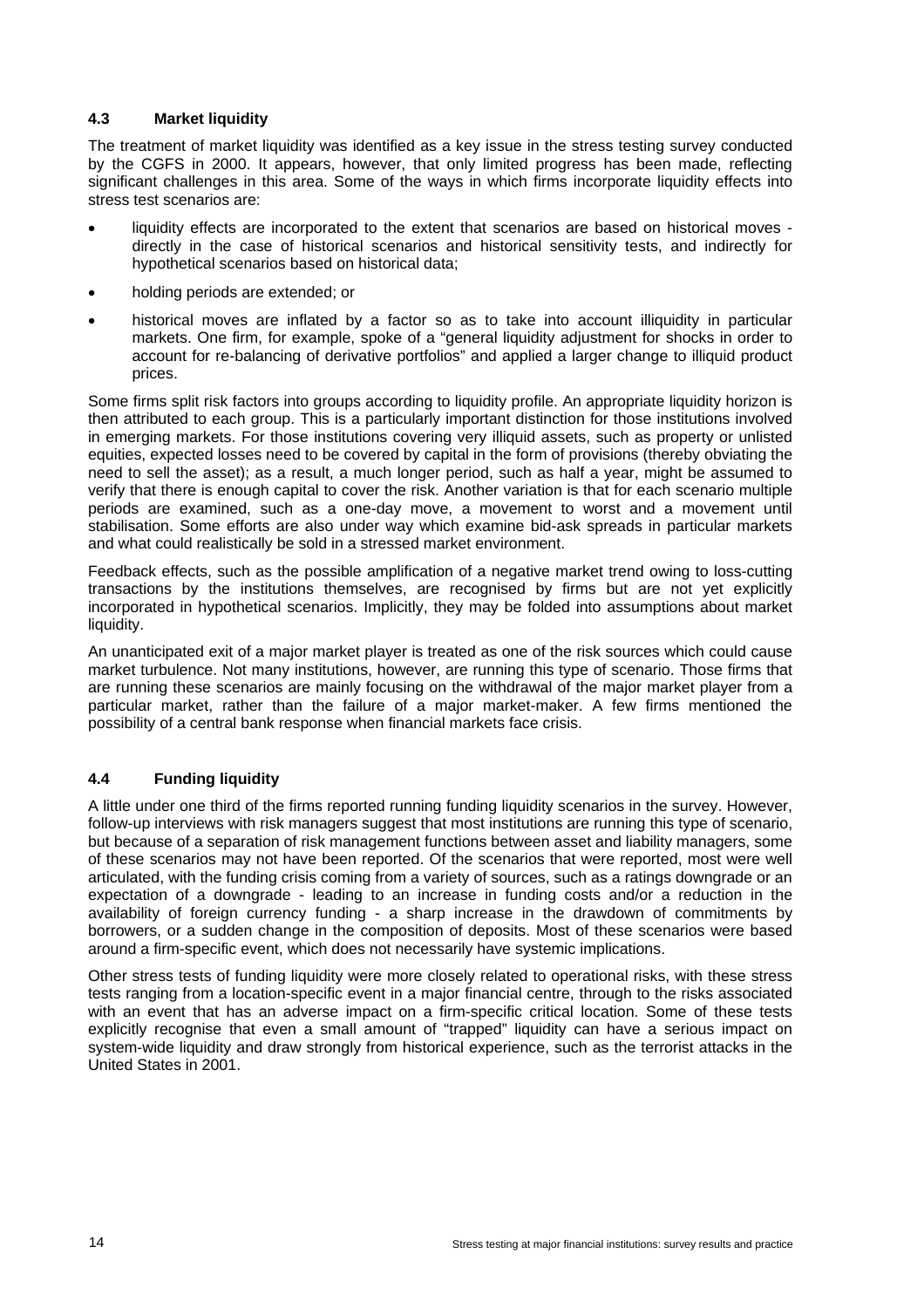### 4.3 Market liquidity

The treatment of market liquidity was identified as a key issue in the stress testing survey conducted by the CGFS in 2000. It appears, however, that only limited progress has been made, reflecting significant challenges in this area. Some of the ways in which firms incorporate liquidity effects into stress test scenarios are:

- liquidity effects are incorporated to the extent that scenarios are based on historical moves - directly in the case of historical scenarios and historical sensitivity tests, and indirectly for hypothetical scenarios based on historical data;
- holding periods are extended; or
- historical moves are inflated by a factor so as to take into account illiquidity in particular markets. One firm, for example, spoke of a "general liquidity adjustment for shocks in order to account for re-balancing of derivative portfolios" and applied a larger change to illiquid product prices.

Some firms split risk factors into groups according to liquidity profile. An appropriate liquidity horizon is then attributed to each group. This is a particularly important distinction for those institutions involved in emerging markets. For those institutions covering very illiquid assets, such as property or unlisted equities, expected losses need to be covered by capital in the form of provisions (thereby obviating the need to sell the asset); as a result, a much longer period, such as half a year, might be assumed to verify that there is enough capital to cover the risk. Another variation is that for each scenario multiple periods are examined, such as a one-day move, a movement to worst and a movement until stabilisation. Some efforts are also under way which examine bid-ask spreads in particular markets and what could realistically be sold in a stressed market environment.

Feedback effects, such as the possible amplification of a negative market trend owing to loss-cutting transactions by the institutions themselves, are recognised by firms but are not yet explicitly incorporated in hypothetical scenarios. Implicitly, they may be folded into assumptions about market liquidity.

An unanticipated exit of a major market player is treated as one of the risk sources which could cause market turbulence. Not many institutions, however, are running this type of scenario. Those firms that are running these scenarios are mainly focusing on the withdrawal of the major market player from a particular market, rather than the failure of a major market-maker. A few firms mentioned the possibility of a central bank response when financial markets face crisis.

### 4.4 Funding liquidity

A little under one third of the firms reported running funding liquidity scenarios in the survey. However, follow-up interviews with risk managers suggest that most institutions are running this type of scenario, but because of a separation of risk management functions between asset and liability managers, some of these scenarios may not have been reported. Of the scenarios that were reported, most were well articulated, with the funding crisis coming from a variety of sources, such as a ratings downgrade or an expectation of a downgrade - leading to an increase in funding costs and/or a reduction in the availability of foreign currency funding - a sharp increase in the drawdown of commitments by borrowers, or a sudden change in the composition of deposits. Most of these scenarios were based around a firm-specific event, which does not necessarily have systemic implications.

Other stress tests of funding liquidity were more closely related to operational risks, with these stress tests ranging from a location-specific event in a major financial centre, through to the risks associated with an event that has an adverse impact on a firm-specific critical location. Some of these tests explicitly recognise that even a small amount of "trapped" liquidity can have a serious impact on system-wide liquidity and draw strongly from historical experience, such as the terrorist attacks in the United States in 2001.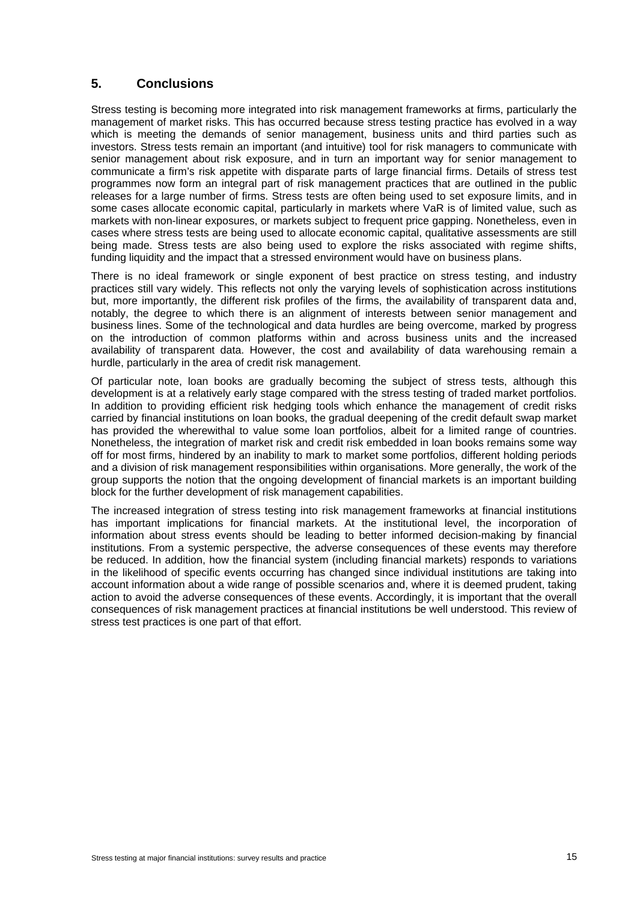## 5. Conclusions

Stress testing is becoming more integrated into risk management frameworks at firms, particularly the management of market risks. This has occurred because stress testing practice has evolved in a way which is meeting the demands of senior management, business units and third parties such as investors. Stress tests remain an important (and intuitive) tool for risk managers to communicate with senior management about risk exposure, and in turn an important way for senior management to communicate a firm's risk appetite with disparate parts of large financial firms. Details of stress test programmes now form an integral part of risk management practices that are outlined in the public releases for a large number of firms. Stress tests are often being used to set exposure limits, and in some cases allocate economic capital, particularly in markets where VaR is of limited value, such as markets with non-linear exposures, or markets subject to frequent price gapping. Nonetheless, even in cases where stress tests are being used to allocate economic capital, qualitative assessments are still being made. Stress tests are also being used to explore the risks associated with regime shifts, funding liquidity and the impact that a stressed environment would have on business plans.

There is no ideal framework or single exponent of best practice on stress testing, and industry practices still vary widely. This reflects not only the varying levels of sophistication across institutions but, more importantly, the different risk profiles of the firms, the availability of transparent data and, notably, the degree to which there is an alignment of interests between senior management and business lines. Some of the technological and data hurdles are being overcome, marked by progress on the introduction of common platforms within and across business units and the increased availability of transparent data. However, the cost and availability of data warehousing remain a hurdle, particularly in the area of credit risk management.

Of particular note, loan books are gradually becoming the subject of stress tests, although this development is at a relatively early stage compared with the stress testing of traded market portfolios. In addition to providing efficient risk hedging tools which enhance the management of credit risks carried by financial institutions on loan books, the gradual deepening of the credit default swap market has provided the wherewithal to value some loan portfolios, albeit for a limited range of countries. Nonetheless, the integration of market risk and credit risk embedded in loan books remains some way off for most firms, hindered by an inability to mark to market some portfolios, different holding periods and a division of risk management responsibilities within organisations. More generally, the work of the group supports the notion that the ongoing development of financial markets is an important building block for the further development of risk management capabilities.

The increased integration of stress testing into risk management frameworks at financial institutions has important implications for financial markets. At the institutional level, the incorporation of information about stress events should be leading to better informed decision-making by financial institutions. From a systemic perspective, the adverse consequences of these events may therefore be reduced. In addition, how the financial system (including financial markets) responds to variations in the likelihood of specific events occurring has changed since individual institutions are taking into account information about a wide range of possible scenarios and, where it is deemed prudent, taking action to avoid the adverse consequences of these events. Accordingly, it is important that the overall consequences of risk management practices at financial institutions be well understood. This review of stress test practices is one part of that effort.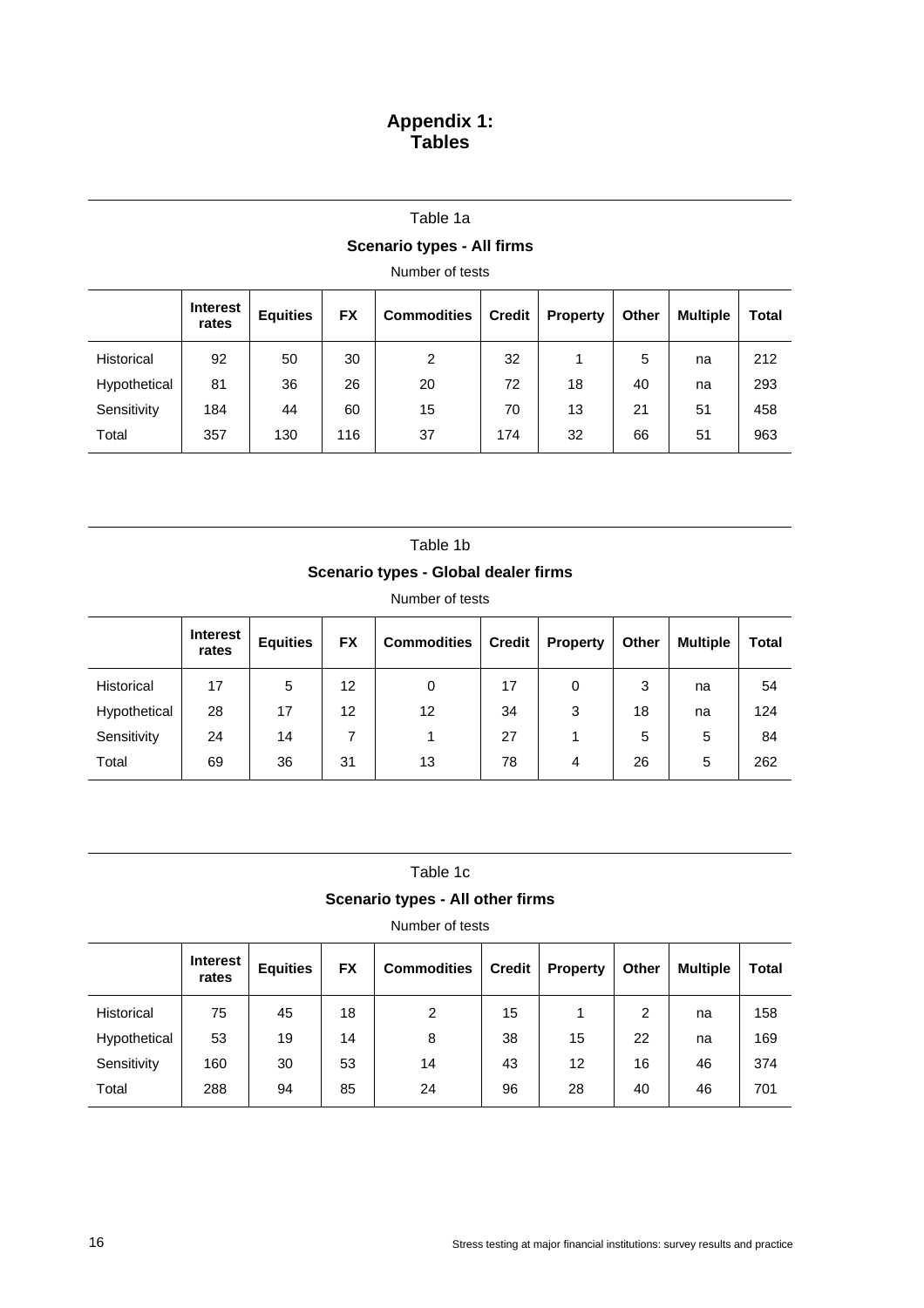# Appendix 1: Tables

Table 1a

**Scenario types - All firms**

Number of tests

| | Interest rates | Equities | FX | Commodities | Credit | Property | Other | Multiple | Total |
|---|---|---|---|---|---|---|---|---|---|
| Historical | 92 | 50 | 30 | 2 | 32 | 1 | 5 | na | 212 |
| Hypothetical | 81 | 36 | 26 | 20 | 72 | 18 | 40 | na | 293 |
| Sensitivity | 184 | 44 | 60 | 15 | 70 | 13 | 21 | 51 | 458 |
| Total | 357 | 130 | 116 | 37 | 174 | 32 | 66 | 51 | 963 |

Table 1b

**Scenario types - Global dealer firms**

Number of tests

| | Interest rates | Equities | FX | Commodities | Credit | Property | Other | Multiple | Total |
|---|---|---|---|---|---|---|---|---|---|
| Historical | 17 | 5 | 12 | 0 | 17 | 0 | 3 | na | 54 |
| Hypothetical | 28 | 17 | 12 | 12 | 34 | 3 | 18 | na | 124 |
| Sensitivity | 24 | 14 | 7 | 1 | 27 | 1 | 5 | 5 | 84 |
| Total | 69 | 36 | 31 | 13 | 78 | 4 | 26 | 5 | 262 |

Table 1c

**Scenario types - All other firms**

Number of tests

| | Interest rates | Equities | FX | Commodities | Credit | Property | Other | Multiple | Total |
|---|---|---|---|---|---|---|---|---|---|
| Historical | 75 | 45 | 18 | 2 | 15 | 1 | 2 | na | 158 |
| Hypothetical | 53 | 19 | 14 | 8 | 38 | 15 | 22 | na | 169 |
| Sensitivity | 160 | 30 | 53 | 14 | 43 | 12 | 16 | 46 | 374 |
| Total | 288 | 94 | 85 | 24 | 96 | 28 | 40 | 46 | 701 |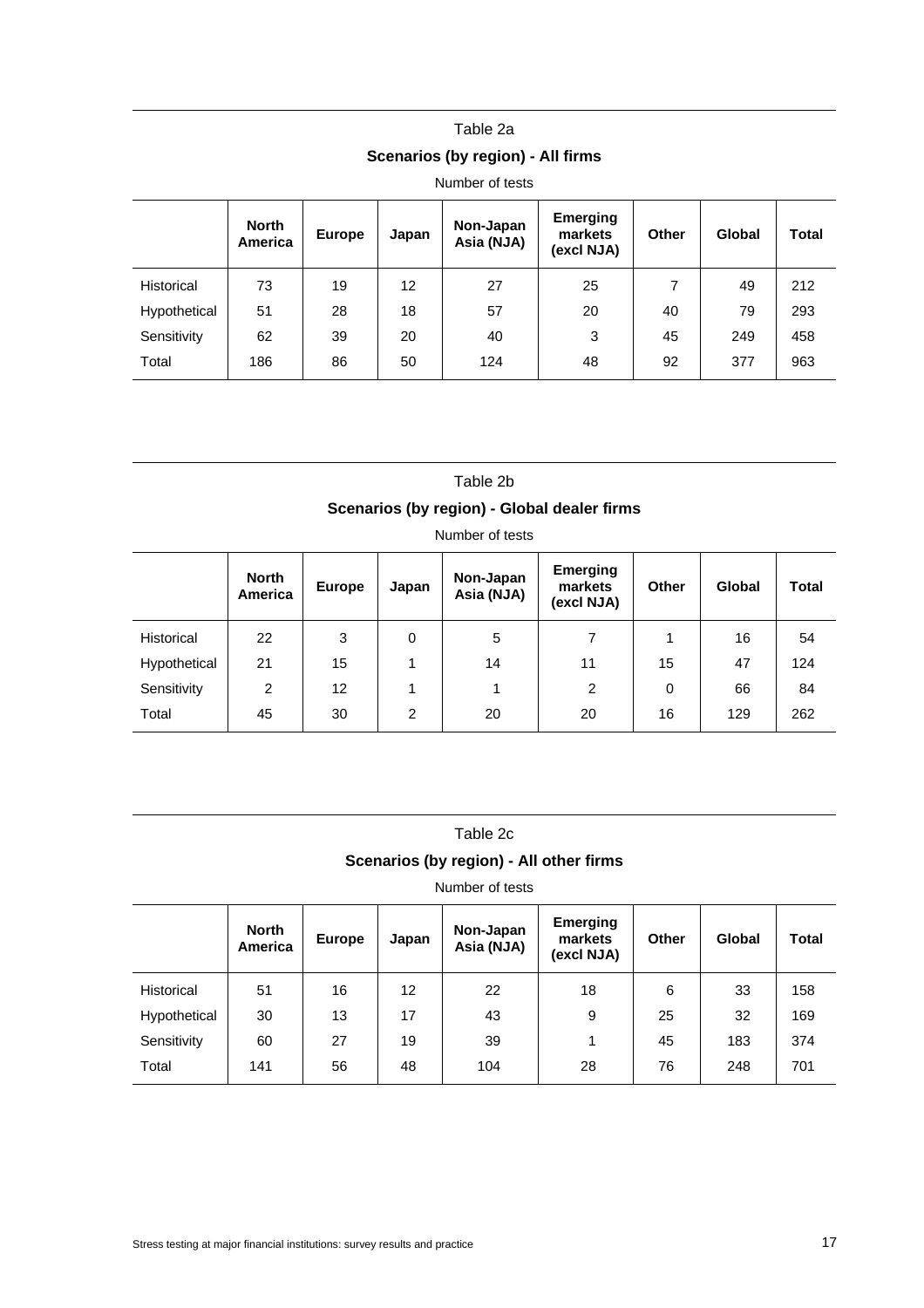Table 2a

**Scenarios (by region) - All firms**

Number of tests

| | **North America** | **Europe** | **Japan** | **Non-Japan Asia (NJA)** | **Emerging markets (excl NJA)** | **Other** | **Global** | **Total** |
|---|---|---|---|---|---|---|---|---|
| Historical | 73 | 19 | 12 | 27 | 25 | 7 | 49 | 212 |
| Hypothetical | 51 | 28 | 18 | 57 | 20 | 40 | 79 | 293 |
| Sensitivity | 62 | 39 | 20 | 40 | 3 | 45 | 249 | 458 |
| Total | 186 | 86 | 50 | 124 | 48 | 92 | 377 | 963 |

Table 2b

**Scenarios (by region) - Global dealer firms**

Number of tests

| | **North America** | **Europe** | **Japan** | **Non-Japan Asia (NJA)** | **Emerging markets (excl NJA)** | **Other** | **Global** | **Total** |
|---|---|---|---|---|---|---|---|---|
| Historical | 22 | 3 | 0 | 5 | 7 | 1 | 16 | 54 |
| Hypothetical | 21 | 15 | 1 | 14 | 11 | 15 | 47 | 124 |
| Sensitivity | 2 | 12 | 1 | 1 | 2 | 0 | 66 | 84 |
| Total | 45 | 30 | 2 | 20 | 20 | 16 | 129 | 262 |

Table 2c

**Scenarios (by region) - All other firms**

Number of tests

| | **North America** | **Europe** | **Japan** | **Non-Japan Asia (NJA)** | **Emerging markets (excl NJA)** | **Other** | **Global** | **Total** |
|---|---|---|---|---|---|---|---|---|
| Historical | 51 | 16 | 12 | 22 | 18 | 6 | 33 | 158 |
| Hypothetical | 30 | 13 | 17 | 43 | 9 | 25 | 32 | 169 |
| Sensitivity | 60 | 27 | 19 | 39 | 1 | 45 | 183 | 374 |
| Total | 141 | 56 | 48 | 104 | 28 | 76 | 248 | 701 |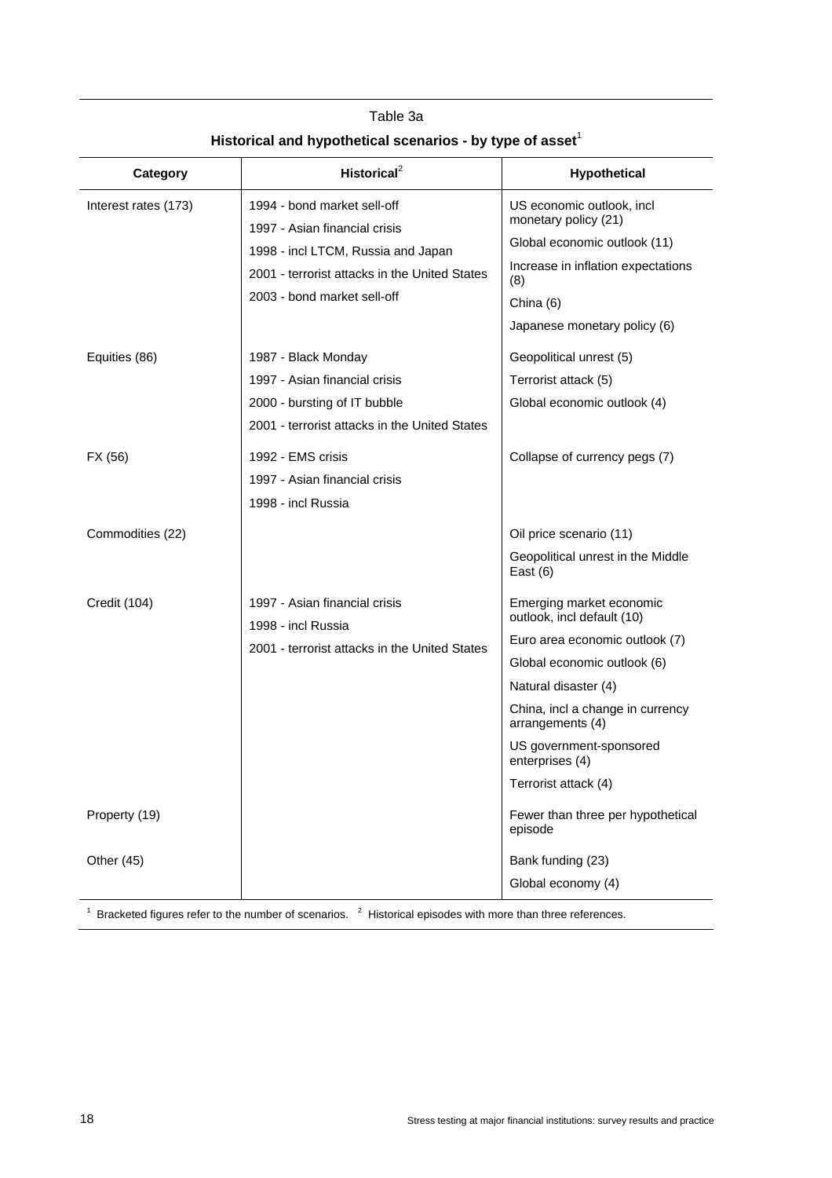Table 3a

**Historical and hypothetical scenarios - by type of asset**[1]

| Category | Historical[2] | Hypothetical |
|---|---|---|
| Interest rates (173) | 1994 - bond market sell-off<br>1997 - Asian financial crisis<br>1998 - incl LTCM, Russia and Japan<br>2001 - terrorist attacks in the United States<br>2003 - bond market sell-off | US economic outlook, incl monetary policy (21)<br>Global economic outlook (11)<br>Increase in inflation expectations (8)<br>China (6)<br>Japanese monetary policy (6) |
| Equities (86) | 1987 - Black Monday<br>1997 - Asian financial crisis<br>2000 - bursting of IT bubble<br>2001 - terrorist attacks in the United States | Geopolitical unrest (5)<br>Terrorist attack (5)<br>Global economic outlook (4) |
| FX (56) | 1992 - EMS crisis<br>1997 - Asian financial crisis<br>1998 - incl Russia | Collapse of currency pegs (7) |
| Commodities (22) | | Oil price scenario (11)<br>Geopolitical unrest in the Middle East (6) |
| Credit (104) | 1997 - Asian financial crisis<br>1998 - incl Russia<br>2001 - terrorist attacks in the United States | Emerging market economic outlook, incl default (10)<br>Euro area economic outlook (7)<br>Global economic outlook (6)<br>Natural disaster (4)<br>China, incl a change in currency arrangements (4)<br>US government-sponsored enterprises (4)<br>Terrorist attack (4) |
| Property (19) | | Fewer than three per hypothetical episode |
| Other (45) | | Bank funding (23)<br>Global economy (4) |

[1] Bracketed figures refer to the number of scenarios. [2] Historical episodes with more than three references.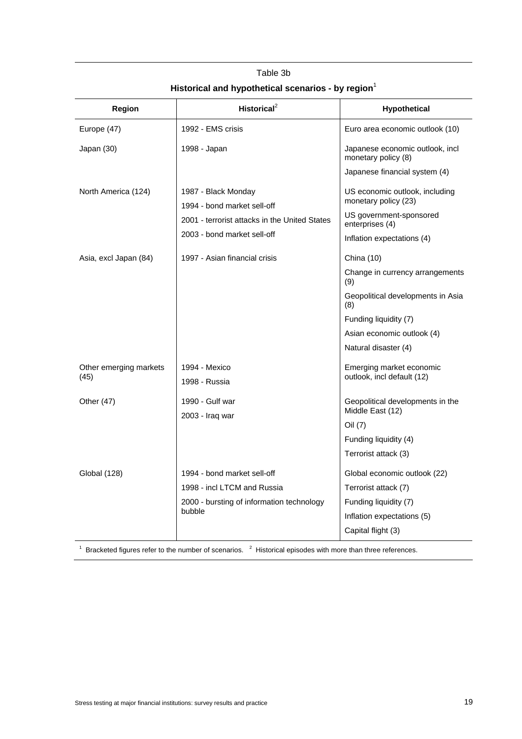Table 3b

**Historical and hypothetical scenarios - by region**[1]

| Region | Historical[2] | Hypothetical |
|---|---|---|
| Europe (47) | 1992 - EMS crisis | Euro area economic outlook (10) |
| Japan (30) | 1998 - Japan | Japanese economic outlook, incl monetary policy (8)<br>Japanese financial system (4) |
| North America (124) | 1987 - Black Monday<br>1994 - bond market sell-off<br>2001 - terrorist attacks in the United States<br>2003 - bond market sell-off | US economic outlook, including monetary policy (23)<br>US government-sponsored enterprises (4)<br>Inflation expectations (4) |
| Asia, excl Japan (84) | 1997 - Asian financial crisis | China (10)<br>Change in currency arrangements (9)<br>Geopolitical developments in Asia (8)<br>Funding liquidity (7)<br>Asian economic outlook (4)<br>Natural disaster (4) |
| Other emerging markets (45) | 1994 - Mexico<br>1998 - Russia | Emerging market economic outlook, incl default (12) |
| Other (47) | 1990 - Gulf war<br>2003 - Iraq war | Geopolitical developments in the Middle East (12)<br>Oil (7)<br>Funding liquidity (4)<br>Terrorist attack (3) |
| Global (128) | 1994 - bond market sell-off<br>1998 - incl LTCM and Russia<br>2000 - bursting of information technology bubble | Global economic outlook (22)<br>Terrorist attack (7)<br>Funding liquidity (7)<br>Inflation expectations (5)<br>Capital flight (3) |

[1] Bracketed figures refer to the number of scenarios. [2] Historical episodes with more than three references.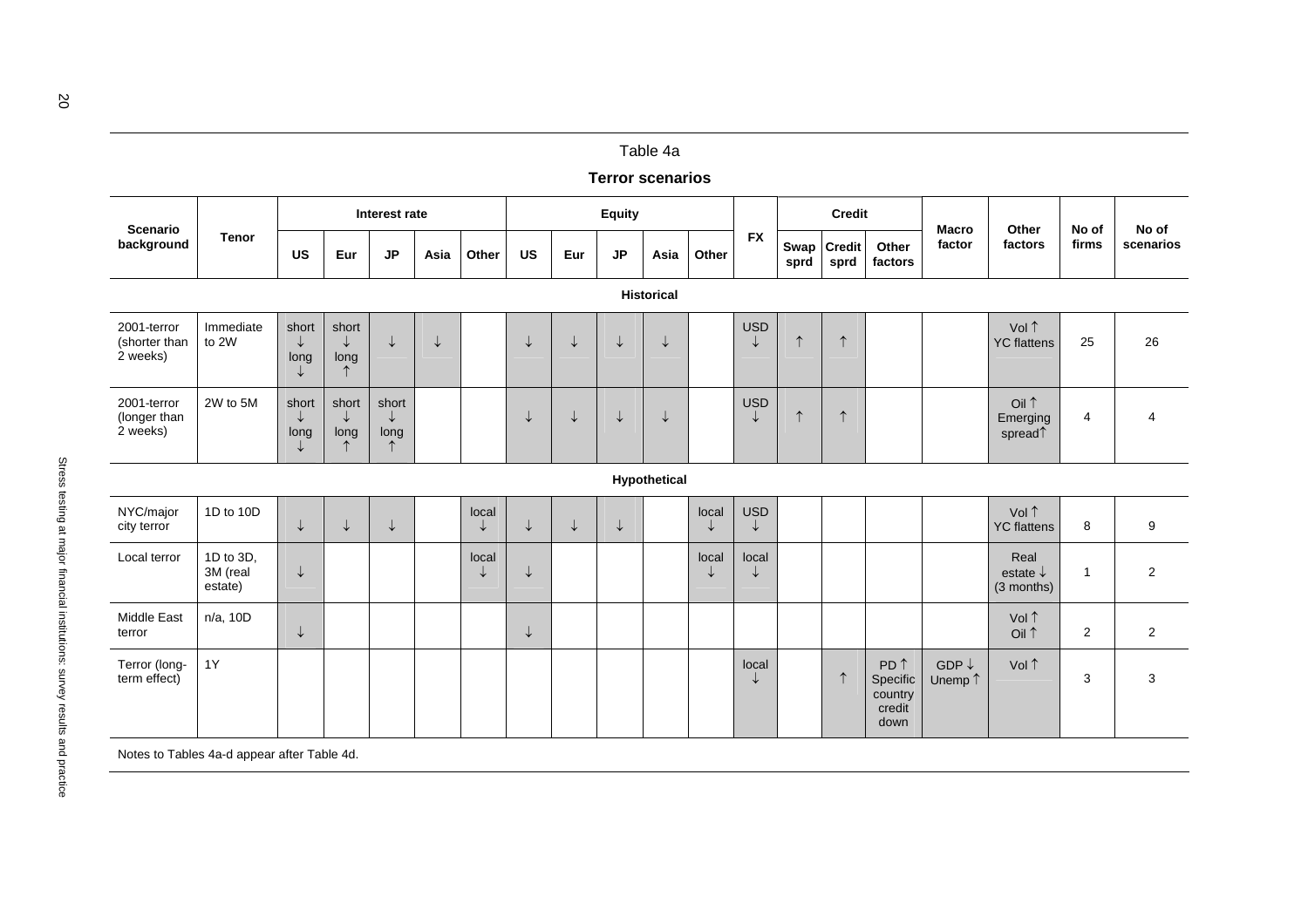Table 4a

**Terror scenarios**

| Scenario background | Tenor | Interest rate | | | | | Equity | | | | | FX | Credit | | | Macro factor | Other factors | No of firms | No of scenarios |
|---|---|---|---|---|---|---|---|---|---|---|---|---|---|---|---|---|---|---|---|
| | | US | Eur | JP | Asia | Other | US | Eur | JP | Asia | Other | | Swap sprd | Credit sprd | Other factors | | | | |
| **Historical** | | | | | | | | | | | | | | | | | | | |
| 2001-terror (shorter than 2 weeks) | Immediate to 2W | short ↓ long ↓ | short ↓ long ↑ | ↓ | ↓ | | ↓ | ↓ | ↓ | ↓ | | USD ↓ | ↑ | ↑ | | | Vol ↑ YC flattens | 25 | 26 |
| 2001-terror (longer than 2 weeks) | 2W to 5M | short ↓ long ↓ | short ↓ long ↑ | short ↓ long ↑ | | | ↓ | ↓ | ↓ | ↓ | | USD ↓ | ↑ | ↑ | | | Oil ↑ Emerging spread↑ | 4 | 4 |
| **Hypothetical** | | | | | | | | | | | | | | | | | | | |
| NYC/major city terror | 1D to 10D | ↓ | ↓ | ↓ | | local ↓ | ↓ | ↓ | ↓ | | local ↓ | USD ↓ | | | | | Vol ↑ YC flattens | 8 | 9 |
| Local terror | 1D to 3D, 3M (real estate) | ↓ | | | | local ↓ | ↓ | | | | local ↓ | local ↓ | | | | | Real estate ↓ (3 months) | 1 | 2 |
| Middle East terror | n/a, 10D | ↓ | | | | | ↓ | | | | | | | | | | Vol ↑ Oil ↑ | 2 | 2 |
| Terror (long-term effect) | 1Y | | | | | | | | | | | local ↓ | | ↑ | PD ↑ Specific country credit down | GDP ↓ Unemp ↑ | Vol ↑ | 3 | 3 |

Notes to Tables 4a-d appear after Table 4d.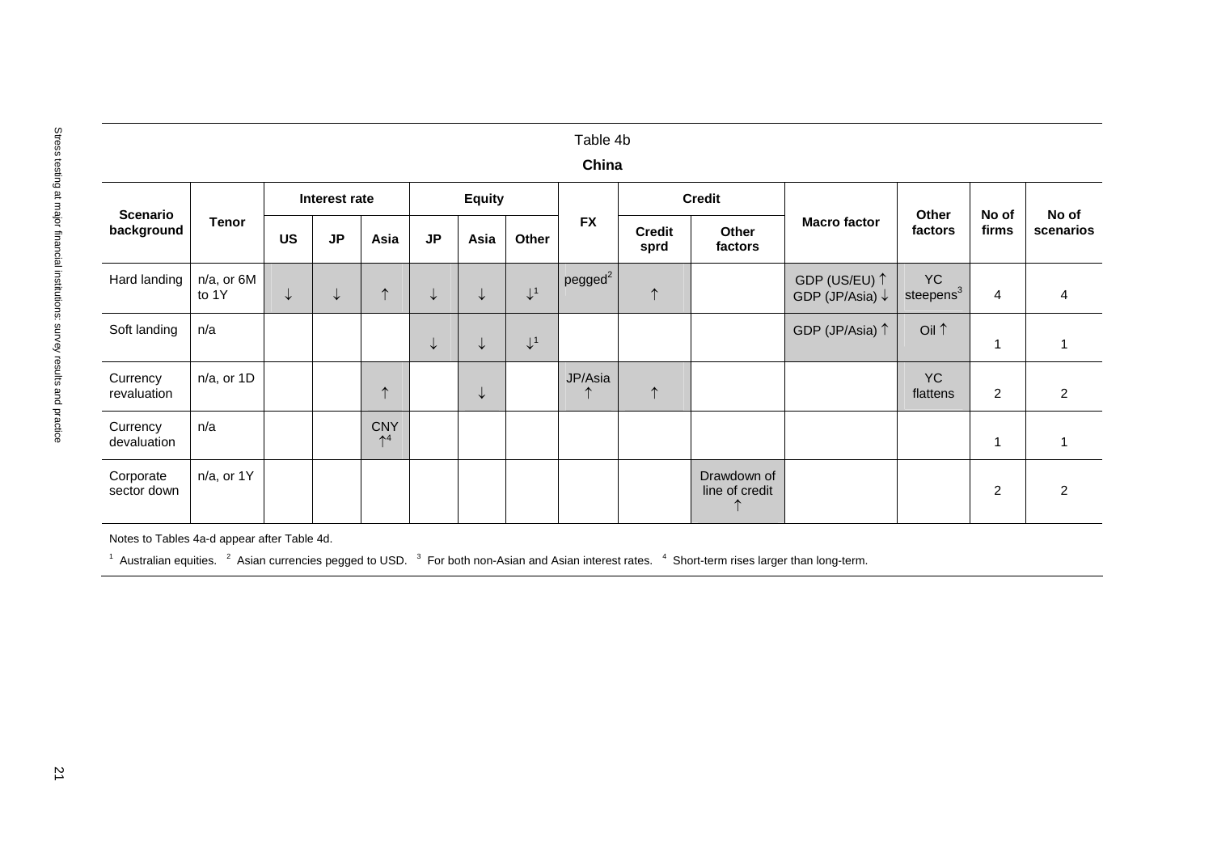Table 4b

**China**

| Scenario background | Tenor | Interest rate | | | Equity | | | FX | Credit | | Macro factor | Other factors | No of firms | No of scenarios |
|---|---|---|---|---|---|---|---|---|---|---|---|---|---|---|
| | | US | JP | Asia | JP | Asia | Other | | Credit sprd | Other factors | | | | |
| Hard landing | n/a, or 6M to 1Y | ↓ | ↓ | ↑ | ↓ | ↓ | ↓[1] | pegged[2] | ↑ | | GDP (US/EU) ↑ GDP (JP/Asia) ↓ | YC steepens[3] | 4 | 4 |
| Soft landing | n/a | | | | ↓ | ↓ | ↓[1] | | | | GDP (JP/Asia) ↑ | Oil ↑ | 1 | 1 |
| Currency revaluation | n/a, or 1D | | | ↑ | | ↓ | | JP/Asia ↑ | ↑ | | | YC flattens | 2 | 2 |
| Currency devaluation | n/a | | | CNY ↑[4] | | | | | | | | | 1 | 1 |
| Corporate sector down | n/a, or 1Y | | | | | | | | | Drawdown of line of credit ↑ | | | 2 | 2 |

Notes to Tables 4a-d appear after Table 4d.

[1] Australian equities. [2] Asian currencies pegged to USD. [3] For both non-Asian and Asian interest rates. [4] Short-term rises larger than long-term.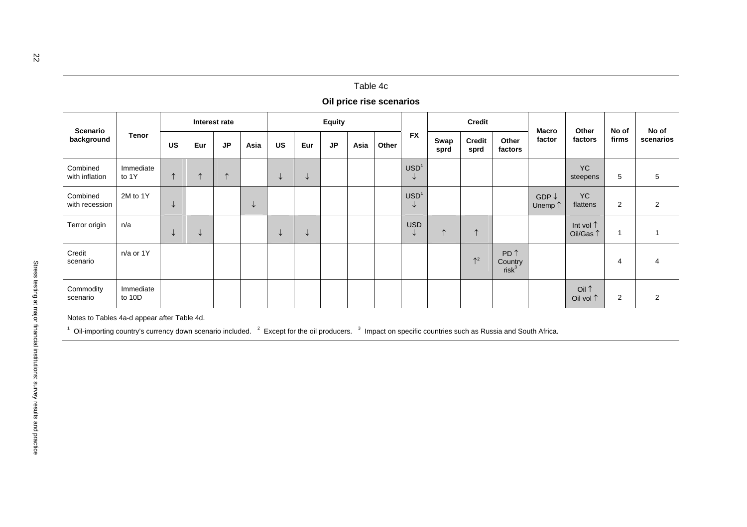Table 4c

**Oil price rise scenarios**

| Scenario background | Tenor | Interest rate | | | | Equity | | | | | FX | Credit | | | Macro factor | Other factors | No of firms | No of scenarios |
|---|---|---|---|---|---|---|---|---|---|---|---|---|---|---|---|---|---|---|
| | | US | Eur | JP | Asia | US | Eur | JP | Asia | Other | | Swap sprd | Credit sprd | Other factors | | | | |
| Combined with inflation | Immediate to 1Y | ↑ | ↑ | ↑ | | ↓ | ↓ | | | | USD[1] ↓ | | | | | YC steepens | 5 | 5 |
| Combined with recession | 2M to 1Y | ↓ | | | ↓ | | | | | | USD[1] ↓ | | | | GDP ↓ Unemp ↑ | YC flattens | 2 | 2 |
| Terror origin | n/a | ↓ | ↓ | | | ↓ | ↓ | | | | USD ↓ | ↑ | ↑ | | | Int vol ↑ Oil/Gas ↑ | 1 | 1 |
| Credit scenario | n/a or 1Y | | | | | | | | | | | | ↑[2] | PD ↑ Country risk[3] | | | 4 | 4 |
| Commodity scenario | Immediate to 10D | | | | | | | | | | | | | | | Oil ↑ Oil vol ↑ | 2 | 2 |

Notes to Tables 4a-d appear after Table 4d.

[1] Oil-importing country's currency down scenario included. [2] Except for the oil producers. [3] Impact on specific countries such as Russia and South Africa.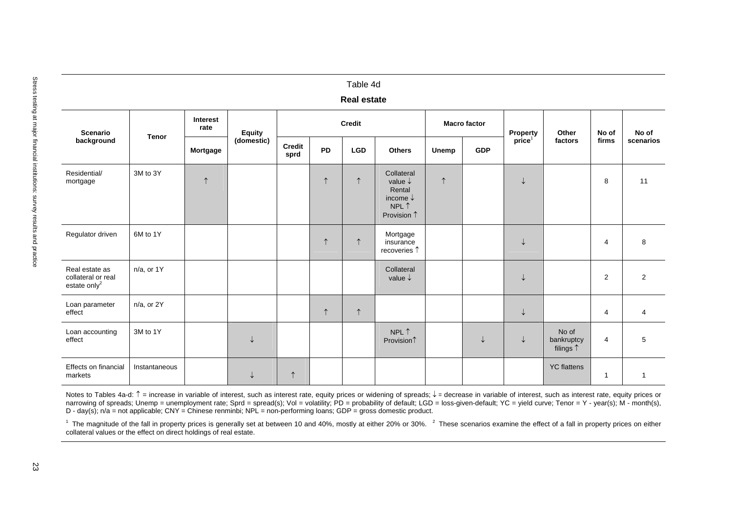## Table 4d

### Real estate

| Scenario background | Tenor | Interest rate | Equity (domestic) | Credit | | | | Macro factor | | Property price[1] | Other factors | No of firms | No of scenarios |
|---|---|---|---|---|---|---|---|---|---|---|---|---|---|
| | | Mortgage | | Credit sprd | PD | LGD | Others | Unemp | GDP | | | | |
| Residential/ mortgage | 3M to 3Y | ↑ | | | ↑ | ↑ | Collateral value ↓ Rental income ↓ NPL ↑ Provision ↑ | ↑ | | ↓ | | 8 | 11 |
| Regulator driven | 6M to 1Y | | | | ↑ | ↑ | Mortgage insurance recoveries ↑ | | | ↓ | | 4 | 8 |
| Real estate as collateral or real estate only[2] | n/a, or 1Y | | | | | | Collateral value ↓ | | | ↓ | | 2 | 2 |
| Loan parameter effect | n/a, or 2Y | | | | ↑ | ↑ | | | | ↓ | | 4 | 4 |
| Loan accounting effect | 3M to 1Y | | ↓ | | | | NPL ↑ Provision↑ | | ↓ | ↓ | No of bankruptcy filings ↑ | 4 | 5 |
| Effects on financial markets | Instantaneous | | ↓ | ↑ | | | | | | | YC flattens | 1 | 1 |

Notes to Tables 4a-d: ↑ = increase in variable of interest, such as interest rate, equity prices or widening of spreads; ↓ = decrease in variable of interest, such as interest rate, equity prices or narrowing of spreads; Unemp = unemployment rate; Sprd = spread(s); Vol = volatility; PD = probability of default; LGD = loss-given-default; YC = yield curve; Tenor = Y - year(s); M - month(s), D - day(s); n/a = not applicable; CNY = Chinese renminbi; NPL = non-performing loans; GDP = gross domestic product.

[1] The magnitude of the fall in property prices is generally set at between 10 and 40%, mostly at either 20% or 30%. [2] These scenarios examine the effect of a fall in property prices on either collateral values or the effect on direct holdings of real estate.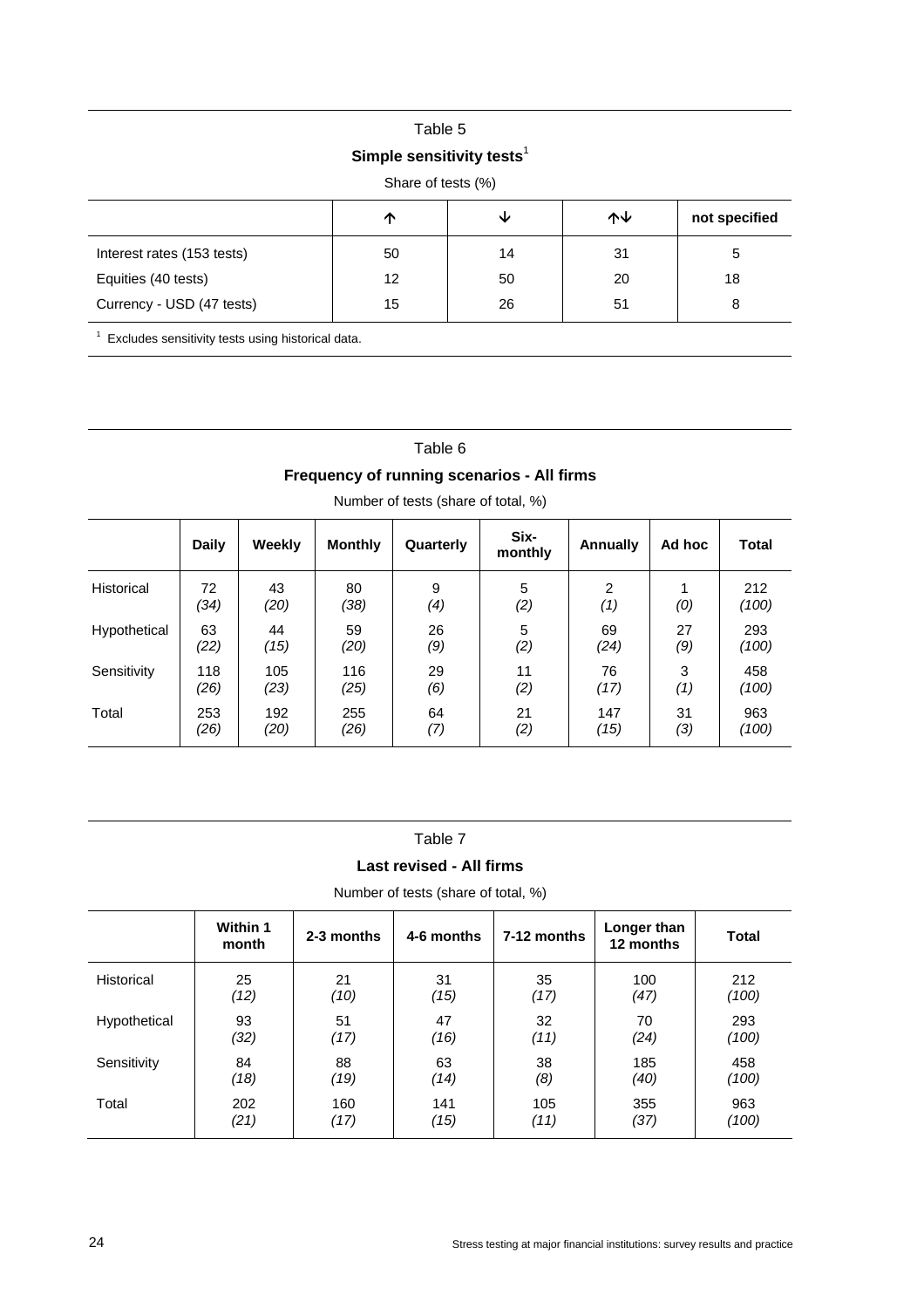Table 5

**Simple sensitivity tests**[1]

Share of tests (%)

| | ↑ | ↓ | ↑↓ | not specified |
|---|---|---|---|---|
| Interest rates (153 tests) | 50 | 14 | 31 | 5 |
| Equities (40 tests) | 12 | 50 | 20 | 18 |
| Currency - USD (47 tests) | 15 | 26 | 51 | 8 |

[1] Excludes sensitivity tests using historical data.

Table 6

**Frequency of running scenarios - All firms**

Number of tests (share of total, %)

| | Daily | Weekly | Monthly | Quarterly | Six-monthly | Annually | Ad hoc | Total |
|---|---|---|---|---|---|---|---|---|
| Historical | 72 *(34)* | 43 *(20)* | 80 *(38)* | 9 *(4)* | 5 *(2)* | 2 *(1)* | 1 *(0)* | 212 *(100)* |
| Hypothetical | 63 *(22)* | 44 *(15)* | 59 *(20)* | 26 *(9)* | 5 *(2)* | 69 *(24)* | 27 *(9)* | 293 *(100)* |
| Sensitivity | 118 *(26)* | 105 *(23)* | 116 *(25)* | 29 *(6)* | 11 *(2)* | 76 *(17)* | 3 *(1)* | 458 *(100)* |
| Total | 253 *(26)* | 192 *(20)* | 255 *(26)* | 64 *(7)* | 21 *(2)* | 147 *(15)* | 31 *(3)* | 963 *(100)* |

Table 7

**Last revised - All firms**

Number of tests (share of total, %)

| | Within 1 month | 2-3 months | 4-6 months | 7-12 months | Longer than 12 months | Total |
|---|---|---|---|---|---|---|
| Historical | 25 *(12)* | 21 *(10)* | 31 *(15)* | 35 *(17)* | 100 *(47)* | 212 *(100)* |
| Hypothetical | 93 *(32)* | 51 *(17)* | 47 *(16)* | 32 *(11)* | 70 *(24)* | 293 *(100)* |
| Sensitivity | 84 *(18)* | 88 *(19)* | 63 *(14)* | 38 *(8)* | 185 *(40)* | 458 *(100)* |
| Total | 202 *(21)* | 160 *(17)* | 141 *(15)* | 105 *(11)* | 355 *(37)* | 963 *(100)* |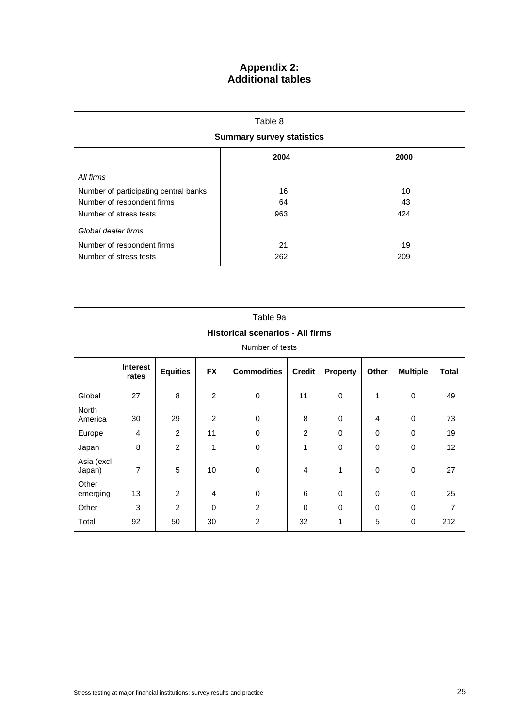# Appendix 2: Additional tables

Table 8

**Summary survey statistics**

| | 2004 | 2000 |
|---|---|---|
| *All firms* | | |
| Number of participating central banks | 16 | 10 |
| Number of respondent firms | 64 | 43 |
| Number of stress tests | 963 | 424 |
| *Global dealer firms* | | |
| Number of respondent firms | 21 | 19 |
| Number of stress tests | 262 | 209 |

Table 9a

**Historical scenarios - All firms**

Number of tests

| | Interest rates | Equities | FX | Commodities | Credit | Property | Other | Multiple | Total |
|---|---|---|---|---|---|---|---|---|---|
| Global | 27 | 8 | 2 | 0 | 11 | 0 | 1 | 0 | 49 |
| North America | 30 | 29 | 2 | 0 | 8 | 0 | 4 | 0 | 73 |
| Europe | 4 | 2 | 11 | 0 | 2 | 0 | 0 | 0 | 19 |
| Japan | 8 | 2 | 1 | 0 | 1 | 0 | 0 | 0 | 12 |
| Asia (excl Japan) | 7 | 5 | 10 | 0 | 4 | 1 | 0 | 0 | 27 |
| Other emerging | 13 | 2 | 4 | 0 | 6 | 0 | 0 | 0 | 25 |
| Other | 3 | 2 | 0 | 2 | 0 | 0 | 0 | 0 | 7 |
| Total | 92 | 50 | 30 | 2 | 32 | 1 | 5 | 0 | 212 |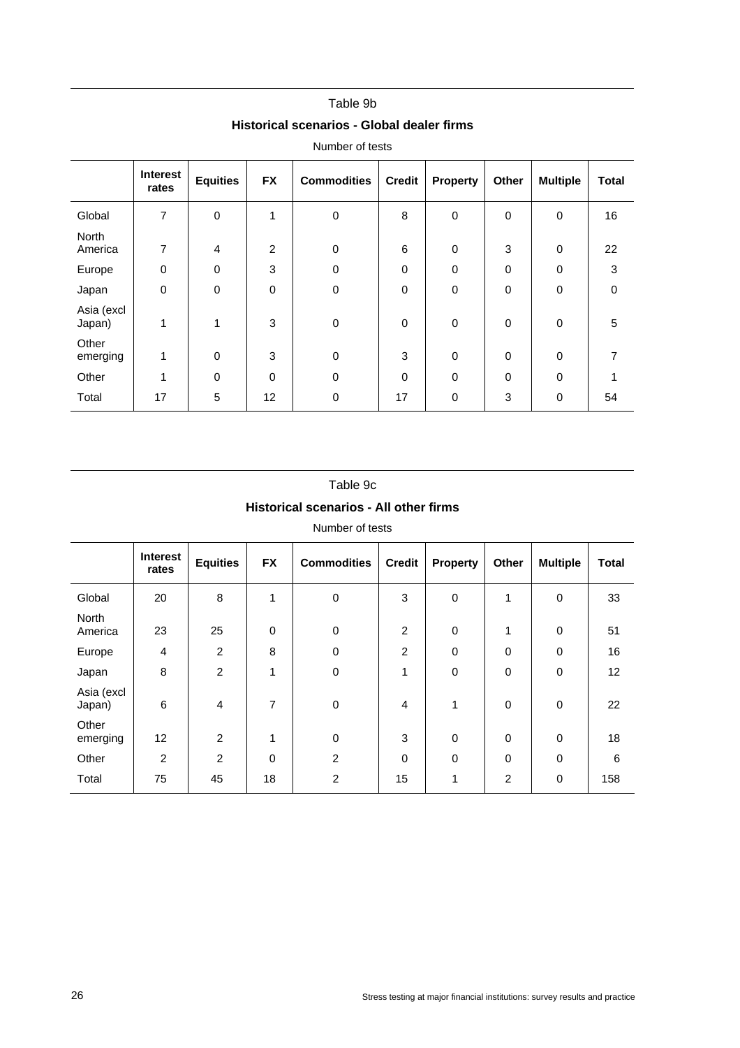Table 9b

**Historical scenarios - Global dealer firms**

Number of tests

| | Interest rates | Equities | FX | Commodities | Credit | Property | Other | Multiple | Total |
|---|---|---|---|---|---|---|---|---|---|
| Global | 7 | 0 | 1 | 0 | 8 | 0 | 0 | 0 | 16 |
| North America | 7 | 4 | 2 | 0 | 6 | 0 | 3 | 0 | 22 |
| Europe | 0 | 0 | 3 | 0 | 0 | 0 | 0 | 0 | 3 |
| Japan | 0 | 0 | 0 | 0 | 0 | 0 | 0 | 0 | 0 |
| Asia (excl Japan) | 1 | 1 | 3 | 0 | 0 | 0 | 0 | 0 | 5 |
| Other emerging | 1 | 0 | 3 | 0 | 3 | 0 | 0 | 0 | 7 |
| Other | 1 | 0 | 0 | 0 | 0 | 0 | 0 | 0 | 1 |
| Total | 17 | 5 | 12 | 0 | 17 | 0 | 3 | 0 | 54 |

Table 9c

**Historical scenarios - All other firms**

Number of tests

| | Interest rates | Equities | FX | Commodities | Credit | Property | Other | Multiple | Total |
|---|---|---|---|---|---|---|---|---|---|
| Global | 20 | 8 | 1 | 0 | 3 | 0 | 1 | 0 | 33 |
| North America | 23 | 25 | 0 | 0 | 2 | 0 | 1 | 0 | 51 |
| Europe | 4 | 2 | 8 | 0 | 2 | 0 | 0 | 0 | 16 |
| Japan | 8 | 2 | 1 | 0 | 1 | 0 | 0 | 0 | 12 |
| Asia (excl Japan) | 6 | 4 | 7 | 0 | 4 | 1 | 0 | 0 | 22 |
| Other emerging | 12 | 2 | 1 | 0 | 3 | 0 | 0 | 0 | 18 |
| Other | 2 | 2 | 0 | 2 | 0 | 0 | 0 | 0 | 6 |
| Total | 75 | 45 | 18 | 2 | 15 | 1 | 2 | 0 | 158 |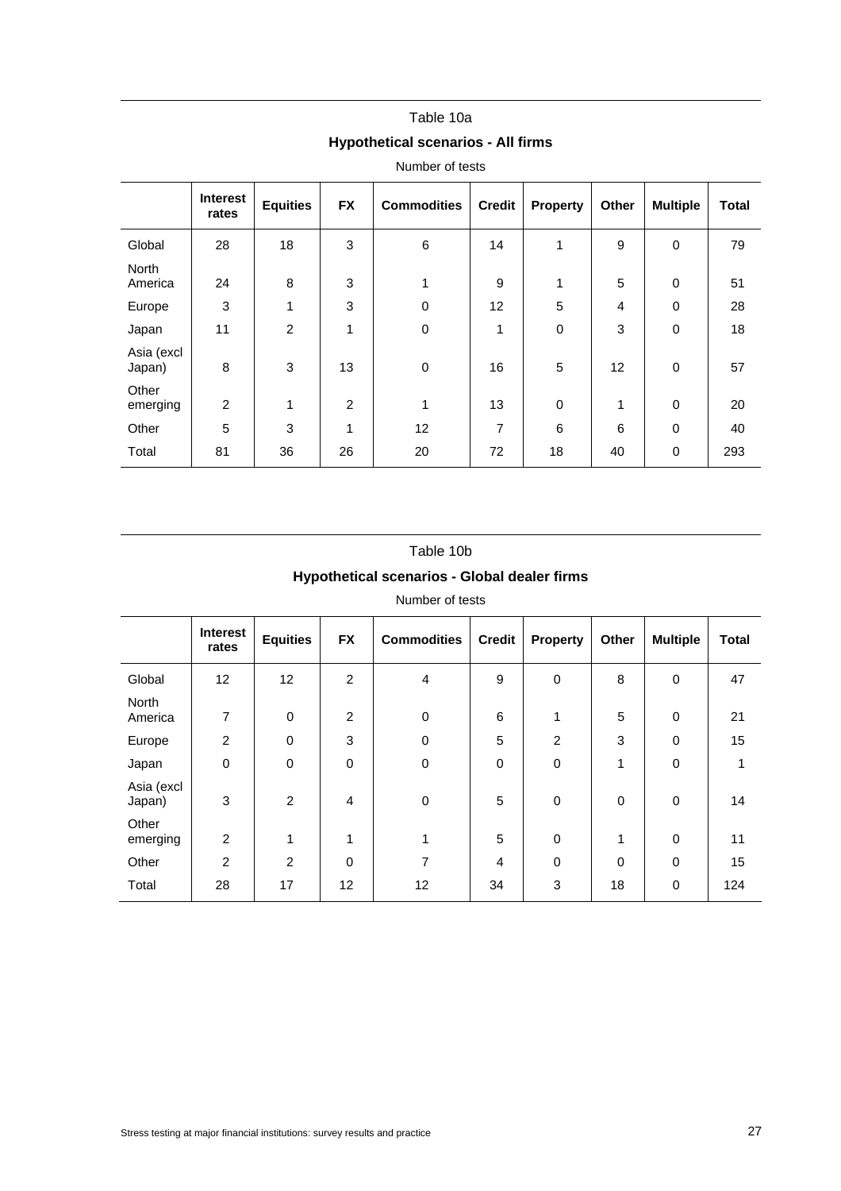Table 10a

**Hypothetical scenarios - All firms**

Number of tests

| | Interest rates | Equities | FX | Commodities | Credit | Property | Other | Multiple | Total |
|---|---|---|---|---|---|---|---|---|---|
| Global | 28 | 18 | 3 | 6 | 14 | 1 | 9 | 0 | 79 |
| North America | 24 | 8 | 3 | 1 | 9 | 1 | 5 | 0 | 51 |
| Europe | 3 | 1 | 3 | 0 | 12 | 5 | 4 | 0 | 28 |
| Japan | 11 | 2 | 1 | 0 | 1 | 0 | 3 | 0 | 18 |
| Asia (excl Japan) | 8 | 3 | 13 | 0 | 16 | 5 | 12 | 0 | 57 |
| Other emerging | 2 | 1 | 2 | 1 | 13 | 0 | 1 | 0 | 20 |
| Other | 5 | 3 | 1 | 12 | 7 | 6 | 6 | 0 | 40 |
| Total | 81 | 36 | 26 | 20 | 72 | 18 | 40 | 0 | 293 |

Table 10b

**Hypothetical scenarios - Global dealer firms**

Number of tests

| | Interest rates | Equities | FX | Commodities | Credit | Property | Other | Multiple | Total |
|---|---|---|---|---|---|---|---|---|---|
| Global | 12 | 12 | 2 | 4 | 9 | 0 | 8 | 0 | 47 |
| North America | 7 | 0 | 2 | 0 | 6 | 1 | 5 | 0 | 21 |
| Europe | 2 | 0 | 3 | 0 | 5 | 2 | 3 | 0 | 15 |
| Japan | 0 | 0 | 0 | 0 | 0 | 0 | 1 | 0 | 1 |
| Asia (excl Japan) | 3 | 2 | 4 | 0 | 5 | 0 | 0 | 0 | 14 |
| Other emerging | 2 | 1 | 1 | 1 | 5 | 0 | 1 | 0 | 11 |
| Other | 2 | 2 | 0 | 7 | 4 | 0 | 0 | 0 | 15 |
| Total | 28 | 17 | 12 | 12 | 34 | 3 | 18 | 0 | 124 |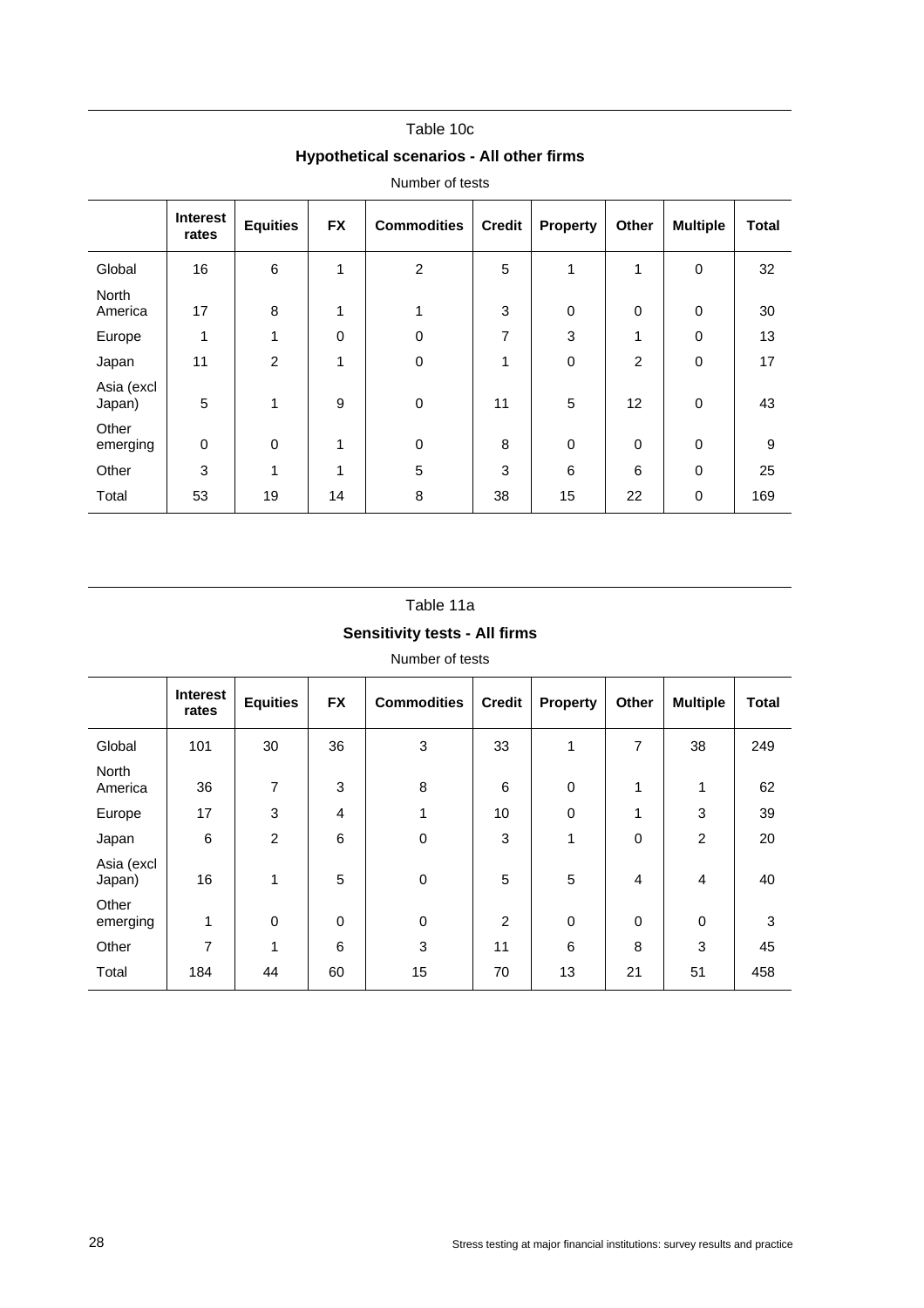Table 10c

**Hypothetical scenarios - All other firms**

Number of tests

| | Interest rates | Equities | FX | Commodities | Credit | Property | Other | Multiple | Total |
|---|---|---|---|---|---|---|---|---|---|
| Global | 16 | 6 | 1 | 2 | 5 | 1 | 1 | 0 | 32 |
| North America | 17 | 8 | 1 | 1 | 3 | 0 | 0 | 0 | 30 |
| Europe | 1 | 1 | 0 | 0 | 7 | 3 | 1 | 0 | 13 |
| Japan | 11 | 2 | 1 | 0 | 1 | 0 | 2 | 0 | 17 |
| Asia (excl Japan) | 5 | 1 | 9 | 0 | 11 | 5 | 12 | 0 | 43 |
| Other emerging | 0 | 0 | 1 | 0 | 8 | 0 | 0 | 0 | 9 |
| Other | 3 | 1 | 1 | 5 | 3 | 6 | 6 | 0 | 25 |
| Total | 53 | 19 | 14 | 8 | 38 | 15 | 22 | 0 | 169 |

Table 11a

**Sensitivity tests - All firms**

Number of tests

| | Interest rates | Equities | FX | Commodities | Credit | Property | Other | Multiple | Total |
|---|---|---|---|---|---|---|---|---|---|
| Global | 101 | 30 | 36 | 3 | 33 | 1 | 7 | 38 | 249 |
| North America | 36 | 7 | 3 | 8 | 6 | 0 | 1 | 1 | 62 |
| Europe | 17 | 3 | 4 | 1 | 10 | 0 | 1 | 3 | 39 |
| Japan | 6 | 2 | 6 | 0 | 3 | 1 | 0 | 2 | 20 |
| Asia (excl Japan) | 16 | 1 | 5 | 0 | 5 | 5 | 4 | 4 | 40 |
| Other emerging | 1 | 0 | 0 | 0 | 2 | 0 | 0 | 0 | 3 |
| Other | 7 | 1 | 6 | 3 | 11 | 6 | 8 | 3 | 45 |
| Total | 184 | 44 | 60 | 15 | 70 | 13 | 21 | 51 | 458 |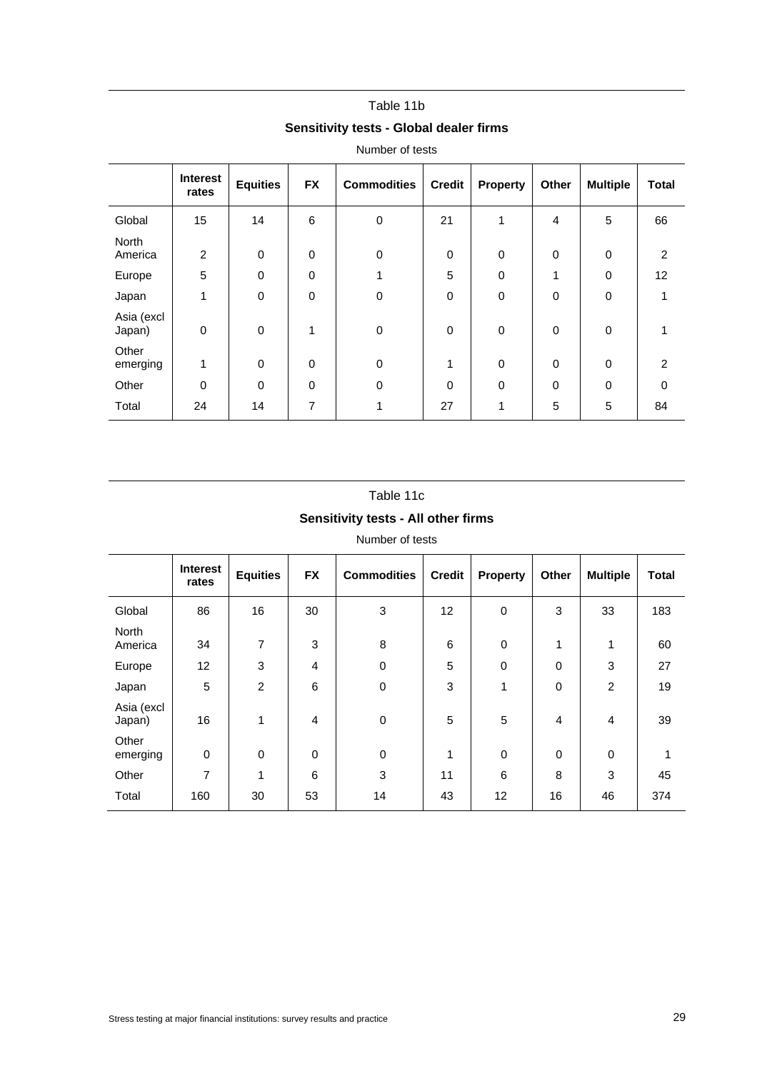Table 11b

**Sensitivity tests - Global dealer firms**

Number of tests

| | Interest rates | Equities | FX | Commodities | Credit | Property | Other | Multiple | Total |
|---|---|---|---|---|---|---|---|---|---|
| Global | 15 | 14 | 6 | 0 | 21 | 1 | 4 | 5 | 66 |
| North America | 2 | 0 | 0 | 0 | 0 | 0 | 0 | 0 | 2 |
| Europe | 5 | 0 | 0 | 1 | 5 | 0 | 1 | 0 | 12 |
| Japan | 1 | 0 | 0 | 0 | 0 | 0 | 0 | 0 | 1 |
| Asia (excl Japan) | 0 | 0 | 1 | 0 | 0 | 0 | 0 | 0 | 1 |
| Other emerging | 1 | 0 | 0 | 0 | 1 | 0 | 0 | 0 | 2 |
| Other | 0 | 0 | 0 | 0 | 0 | 0 | 0 | 0 | 0 |
| Total | 24 | 14 | 7 | 1 | 27 | 1 | 5 | 5 | 84 |

Table 11c

**Sensitivity tests - All other firms**

Number of tests

| | Interest rates | Equities | FX | Commodities | Credit | Property | Other | Multiple | Total |
|---|---|---|---|---|---|---|---|---|---|
| Global | 86 | 16 | 30 | 3 | 12 | 0 | 3 | 33 | 183 |
| North America | 34 | 7 | 3 | 8 | 6 | 0 | 1 | 1 | 60 |
| Europe | 12 | 3 | 4 | 0 | 5 | 0 | 0 | 3 | 27 |
| Japan | 5 | 2 | 6 | 0 | 3 | 1 | 0 | 2 | 19 |
| Asia (excl Japan) | 16 | 1 | 4 | 0 | 5 | 5 | 4 | 4 | 39 |
| Other emerging | 0 | 0 | 0 | 0 | 1 | 0 | 0 | 0 | 1 |
| Other | 7 | 1 | 6 | 3 | 11 | 6 | 8 | 3 | 45 |
| Total | 160 | 30 | 53 | 14 | 43 | 12 | 16 | 46 | 374 |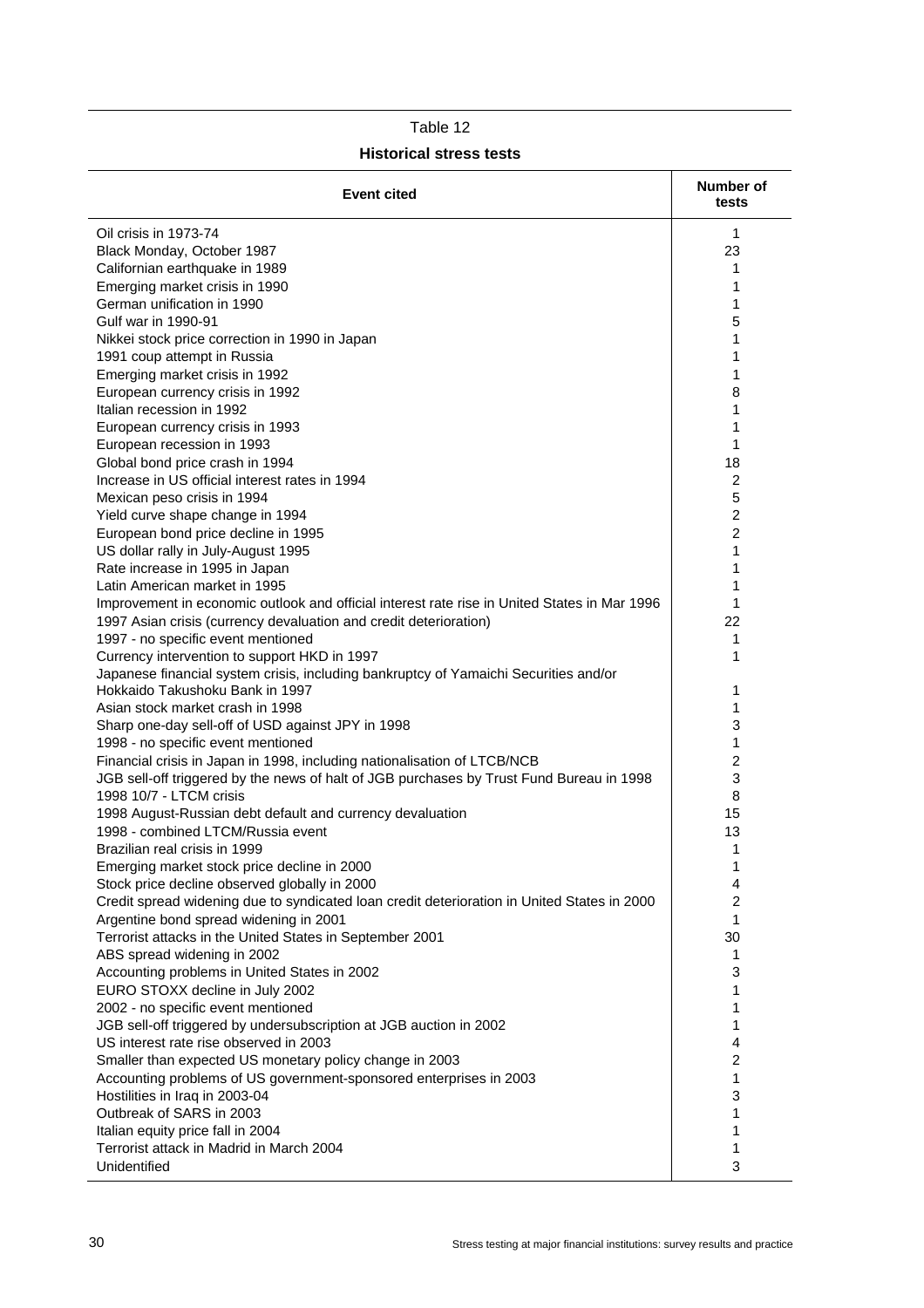Table 12

**Historical stress tests**

| Event cited | Number of tests |
|---|---|
| Oil crisis in 1973-74 | 1 |
| Black Monday, October 1987 | 23 |
| Californian earthquake in 1989 | 1 |
| Emerging market crisis in 1990 | 1 |
| German unification in 1990 | 1 |
| Gulf war in 1990-91 | 5 |
| Nikkei stock price correction in 1990 in Japan | 1 |
| 1991 coup attempt in Russia | 1 |
| Emerging market crisis in 1992 | 1 |
| European currency crisis in 1992 | 8 |
| Italian recession in 1992 | 1 |
| European currency crisis in 1993 | 1 |
| European recession in 1993 | 1 |
| Global bond price crash in 1994 | 18 |
| Increase in US official interest rates in 1994 | 2 |
| Mexican peso crisis in 1994 | 5 |
| Yield curve shape change in 1994 | 2 |
| European bond price decline in 1995 | 2 |
| US dollar rally in July-August 1995 | 1 |
| Rate increase in 1995 in Japan | 1 |
| Latin American market in 1995 | 1 |
| Improvement in economic outlook and official interest rate rise in United States in Mar 1996 | 1 |
| 1997 Asian crisis (currency devaluation and credit deterioration) | 22 |
| 1997 - no specific event mentioned | 1 |
| Currency intervention to support HKD in 1997 | 1 |
| Japanese financial system crisis, including bankruptcy of Yamaichi Securities and/or Hokkaido Takushoku Bank in 1997 | 1 |
| Asian stock market crash in 1998 | 1 |
| Sharp one-day sell-off of USD against JPY in 1998 | 3 |
| 1998 - no specific event mentioned | 1 |
| Financial crisis in Japan in 1998, including nationalisation of LTCB/NCB | 2 |
| JGB sell-off triggered by the news of halt of JGB purchases by Trust Fund Bureau in 1998 | 3 |
| 1998 10/7 - LTCM crisis | 8 |
| 1998 August-Russian debt default and currency devaluation | 15 |
| 1998 - combined LTCM/Russia event | 13 |
| Brazilian real crisis in 1999 | 1 |
| Emerging market stock price decline in 2000 | 1 |
| Stock price decline observed globally in 2000 | 4 |
| Credit spread widening due to syndicated loan credit deterioration in United States in 2000 | 2 |
| Argentine bond spread widening in 2001 | 1 |
| Terrorist attacks in the United States in September 2001 | 30 |
| ABS spread widening in 2002 | 1 |
| Accounting problems in United States in 2002 | 3 |
| EURO STOXX decline in July 2002 | 1 |
| 2002 - no specific event mentioned | 1 |
| JGB sell-off triggered by undersubscription at JGB auction in 2002 | 1 |
| US interest rate rise observed in 2003 | 4 |
| Smaller than expected US monetary policy change in 2003 | 2 |
| Accounting problems of US government-sponsored enterprises in 2003 | 1 |
| Hostilities in Iraq in 2003-04 | 3 |
| Outbreak of SARS in 2003 | 1 |
| Italian equity price fall in 2004 | 1 |
| Terrorist attack in Madrid in March 2004 | 1 |
| Unidentified | 3 |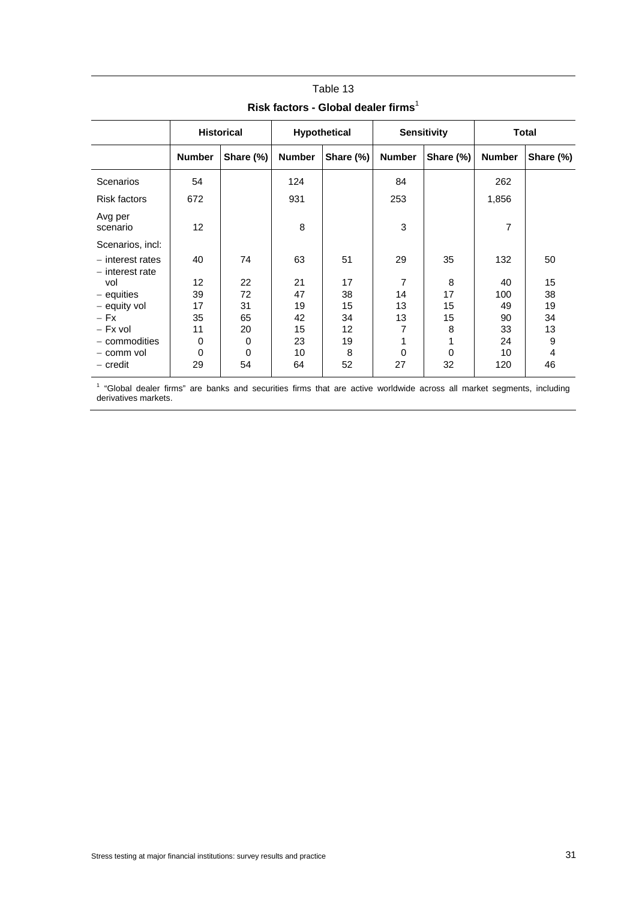Table 13

**Risk factors - Global dealer firms**[1]

| | Historical | | Hypothetical | | Sensitivity | | Total | |
|---|---|---|---|---|---|---|---|---|
| | **Number** | **Share (%)** | **Number** | **Share (%)** | **Number** | **Share (%)** | **Number** | **Share (%)** |
| Scenarios | 54 | | 124 | | 84 | | 262 | |
| Risk factors | 672 | | 931 | | 253 | | 1,856 | |
| Avg per scenario | 12 | | 8 | | 3 | | 7 | |
| Scenarios, incl: | | | | | | | | |
| – interest rates | 40 | 74 | 63 | 51 | 29 | 35 | 132 | 50 |
| – interest rate vol | 12 | 22 | 21 | 17 | 7 | 8 | 40 | 15 |
| – equities | 39 | 72 | 47 | 38 | 14 | 17 | 100 | 38 |
| – equity vol | 17 | 31 | 19 | 15 | 13 | 15 | 49 | 19 |
| – Fx | 35 | 65 | 42 | 34 | 13 | 15 | 90 | 34 |
| – Fx vol | 11 | 20 | 15 | 12 | 7 | 8 | 33 | 13 |
| – commodities | 0 | 0 | 23 | 19 | 1 | 1 | 24 | 9 |
| – comm vol | 0 | 0 | 10 | 8 | 0 | 0 | 10 | 4 |
| – credit | 29 | 54 | 64 | 52 | 27 | 32 | 120 | 46 |

[1] "Global dealer firms" are banks and securities firms that are active worldwide across all market segments, including derivatives markets.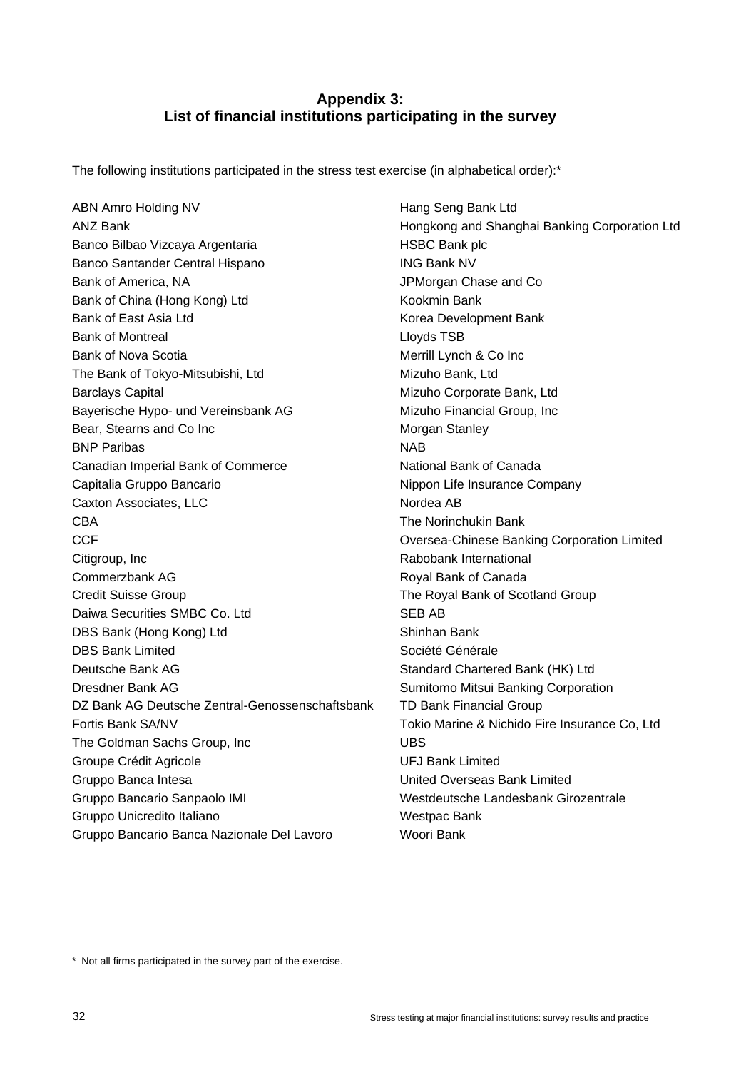## Appendix 3: List of financial institutions participating in the survey

The following institutions participated in the stress test exercise (in alphabetical order):*

ABN Amro Holding NV
ANZ Bank
Banco Bilbao Vizcaya Argentaria
Banco Santander Central Hispano
Bank of America, NA
Bank of China (Hong Kong) Ltd
Bank of East Asia Ltd
Bank of Montreal
Bank of Nova Scotia
The Bank of Tokyo-Mitsubishi, Ltd
Barclays Capital
Bayerische Hypo- und Vereinsbank AG
Bear, Stearns and Co Inc
BNP Paribas
Canadian Imperial Bank of Commerce
Capitalia Gruppo Bancario
Caxton Associates, LLC
CBA
CCF
Citigroup, Inc
Commerzbank AG
Credit Suisse Group
Daiwa Securities SMBC Co. Ltd
DBS Bank (Hong Kong) Ltd
DBS Bank Limited
Deutsche Bank AG
Dresdner Bank AG
DZ Bank AG Deutsche Zentral-Genossenschaftsbank
Fortis Bank SA/NV
The Goldman Sachs Group, Inc
Groupe Crédit Agricole
Gruppo Banca Intesa
Gruppo Bancario Sanpaolo IMI
Gruppo Unicredito Italiano
Gruppo Bancario Banca Nazionale Del Lavoro
Hang Seng Bank Ltd
Hongkong and Shanghai Banking Corporation Ltd
HSBC Bank plc
ING Bank NV
JPMorgan Chase and Co
Kookmin Bank
Korea Development Bank
Lloyds TSB
Merrill Lynch & Co Inc
Mizuho Bank, Ltd
Mizuho Corporate Bank, Ltd
Mizuho Financial Group, Inc
Morgan Stanley
NAB
National Bank of Canada
Nippon Life Insurance Company
Nordea AB
The Norinchukin Bank
Oversea-Chinese Banking Corporation Limited
Rabobank International
Royal Bank of Canada
The Royal Bank of Scotland Group
SEB AB
Shinhan Bank
Société Générale
Standard Chartered Bank (HK) Ltd
Sumitomo Mitsui Banking Corporation
TD Bank Financial Group
Tokio Marine & Nichido Fire Insurance Co, Ltd
UBS
UFJ Bank Limited
United Overseas Bank Limited
Westdeutsche Landesbank Girozentrale
Westpac Bank
Woori Bank

\* Not all firms participated in the survey part of the exercise.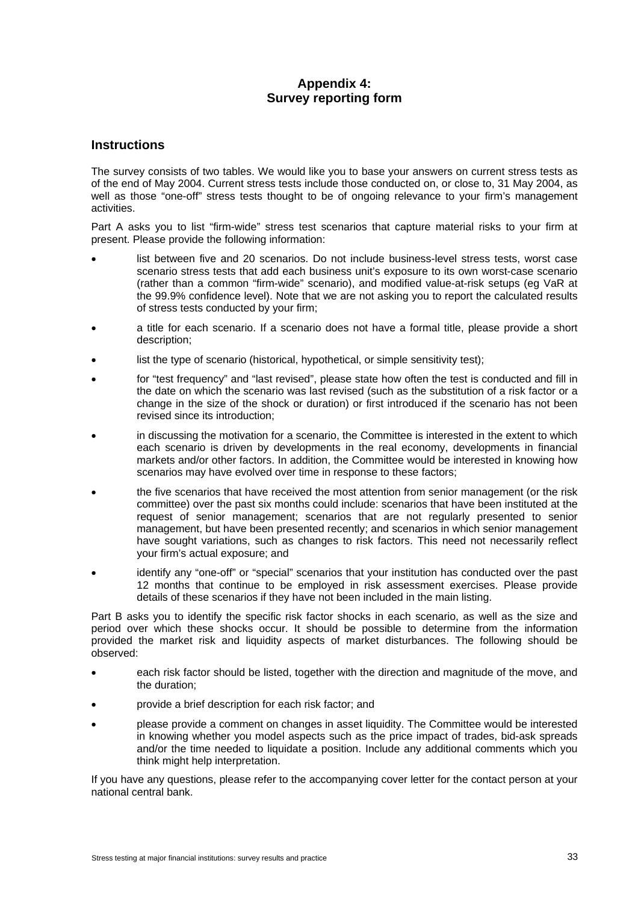# Appendix 4:
# Survey reporting form

## Instructions

The survey consists of two tables. We would like you to base your answers on current stress tests as of the end of May 2004. Current stress tests include those conducted on, or close to, 31 May 2004, as well as those "one-off" stress tests thought to be of ongoing relevance to your firm's management activities.

Part A asks you to list "firm-wide" stress test scenarios that capture material risks to your firm at present. Please provide the following information:

- list between five and 20 scenarios. Do not include business-level stress tests, worst case scenario stress tests that add each business unit's exposure to its own worst-case scenario (rather than a common "firm-wide" scenario), and modified value-at-risk setups (eg VaR at the 99.9% confidence level). Note that we are not asking you to report the calculated results of stress tests conducted by your firm;
- a title for each scenario. If a scenario does not have a formal title, please provide a short description;
- list the type of scenario (historical, hypothetical, or simple sensitivity test);
- for "test frequency" and "last revised", please state how often the test is conducted and fill in the date on which the scenario was last revised (such as the substitution of a risk factor or a change in the size of the shock or duration) or first introduced if the scenario has not been revised since its introduction;
- in discussing the motivation for a scenario, the Committee is interested in the extent to which each scenario is driven by developments in the real economy, developments in financial markets and/or other factors. In addition, the Committee would be interested in knowing how scenarios may have evolved over time in response to these factors;
- the five scenarios that have received the most attention from senior management (or the risk committee) over the past six months could include: scenarios that have been instituted at the request of senior management; scenarios that are not regularly presented to senior management, but have been presented recently; and scenarios in which senior management have sought variations, such as changes to risk factors. This need not necessarily reflect your firm's actual exposure; and
- identify any "one-off" or "special" scenarios that your institution has conducted over the past 12 months that continue to be employed in risk assessment exercises. Please provide details of these scenarios if they have not been included in the main listing.

Part B asks you to identify the specific risk factor shocks in each scenario, as well as the size and period over which these shocks occur. It should be possible to determine from the information provided the market risk and liquidity aspects of market disturbances. The following should be observed:

- each risk factor should be listed, together with the direction and magnitude of the move, and the duration;
- provide a brief description for each risk factor; and
- please provide a comment on changes in asset liquidity. The Committee would be interested in knowing whether you model aspects such as the price impact of trades, bid-ask spreads and/or the time needed to liquidate a position. Include any additional comments which you think might help interpretation.

If you have any questions, please refer to the accompanying cover letter for the contact person at your national central bank.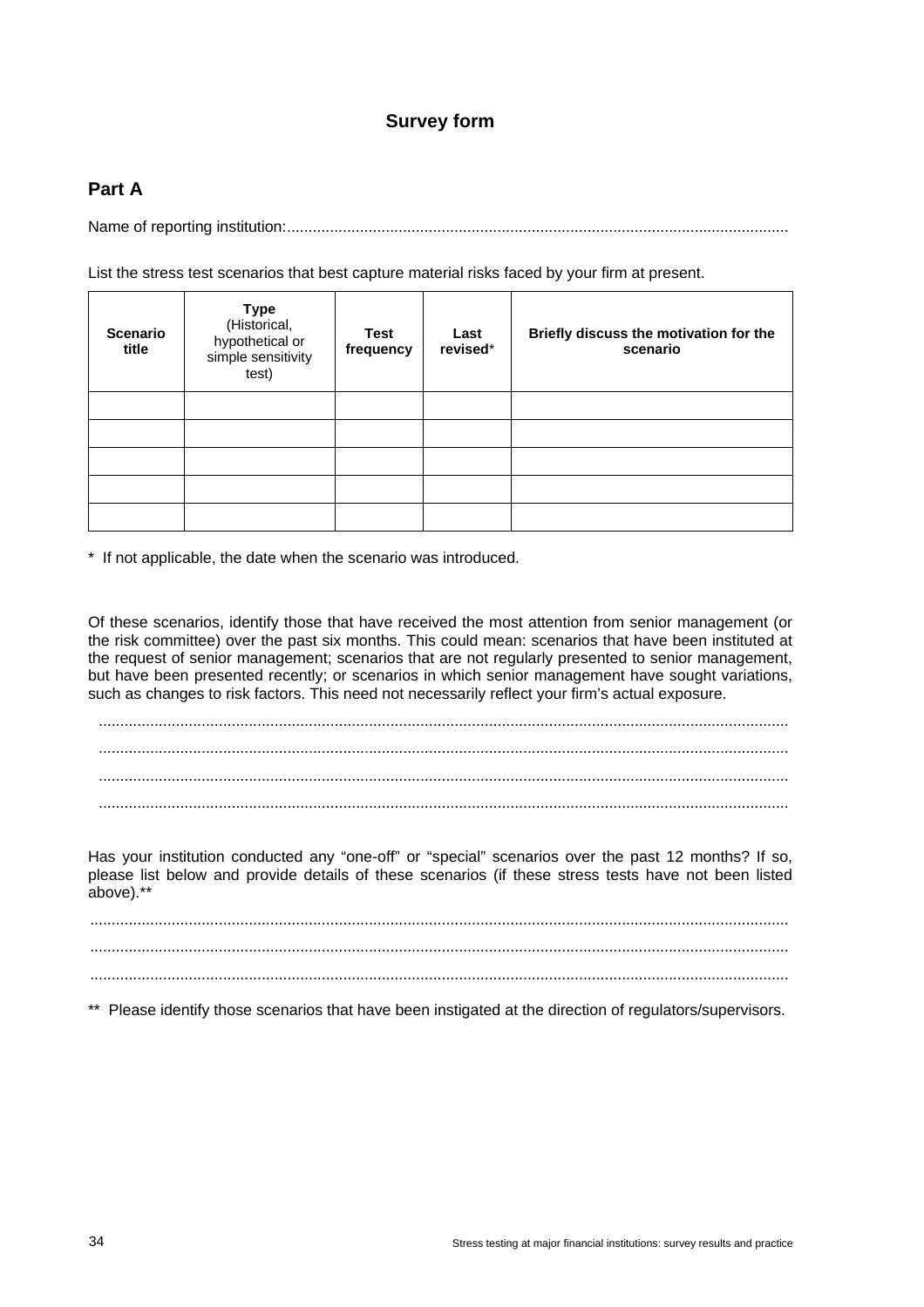## Survey form

### Part A

Name of reporting institution:....................................................................................................................

List the stress test scenarios that best capture material risks faced by your firm at present.

| **Scenario title** | **Type** (Historical, hypothetical or simple sensitivity test) | **Test frequency** | **Last revised*** | **Briefly discuss the motivation for the scenario** |
|---|---|---|---|---|
| | | | | |
| | | | | |
| | | | | |
| | | | | |
| | | | | |

\* If not applicable, the date when the scenario was introduced.

Of these scenarios, identify those that have received the most attention from senior management (or the risk committee) over the past six months. This could mean: scenarios that have been instituted at the request of senior management; scenarios that are not regularly presented to senior management, but have been presented recently; or scenarios in which senior management have sought variations, such as changes to risk factors. This need not necessarily reflect your firm's actual exposure.

..............................................................................................................................................................

..............................................................................................................................................................

..............................................................................................................................................................

..............................................................................................................................................................

Has your institution conducted any "one-off" or "special" scenarios over the past 12 months? If so, please list below and provide details of these scenarios (if these stress tests have not been listed above).**

..............................................................................................................................................................

..............................................................................................................................................................

..............................................................................................................................................................

\*\* Please identify those scenarios that have been instigated at the direction of regulators/supervisors.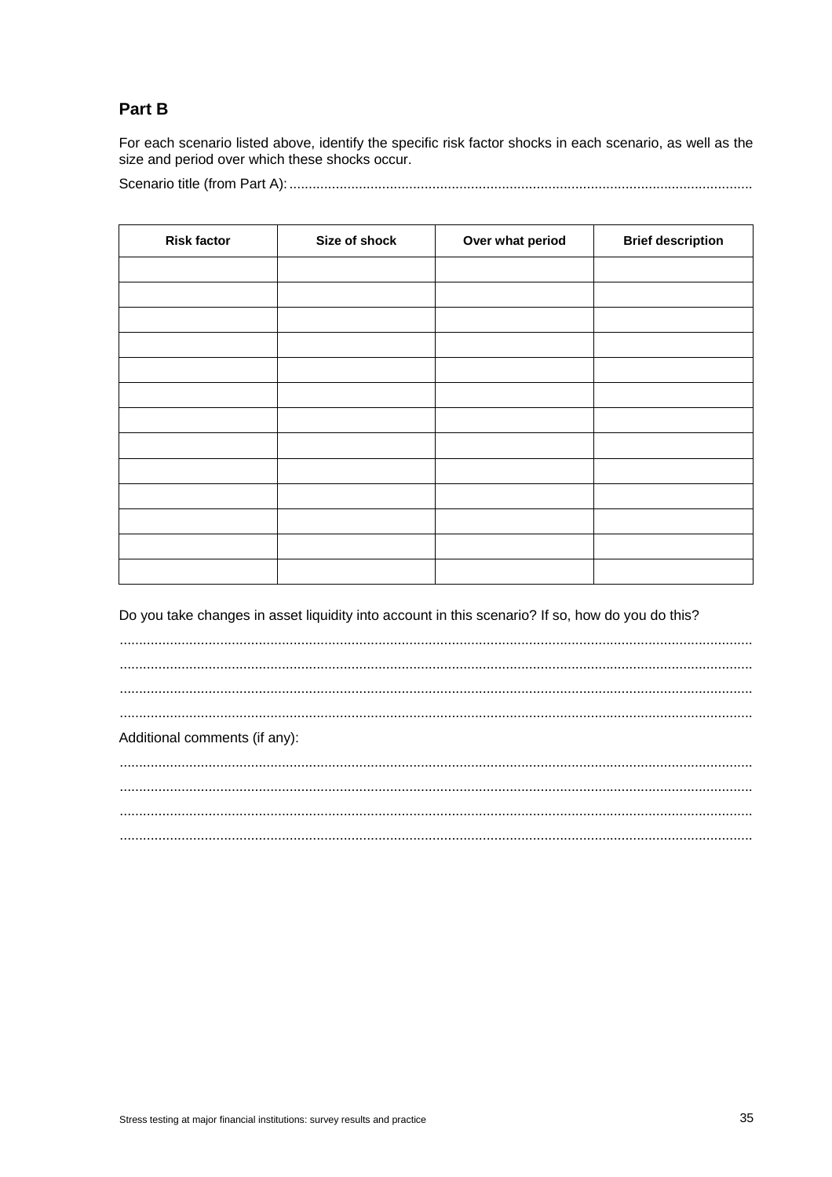## Part B

For each scenario listed above, identify the specific risk factor shocks in each scenario, as well as the size and period over which these shocks occur.

Scenario title (from Part A): ......................................................................................................................

| Risk factor | Size of shock | Over what period | Brief description |
|---|---|---|---|
| | | | |
| | | | |
| | | | |
| | | | |
| | | | |
| | | | |
| | | | |
| | | | |
| | | | |
| | | | |
| | | | |
| | | | |
| | | | |

Do you take changes in asset liquidity into account in this scenario? If so, how do you do this?

................................................................................................................................................

................................................................................................................................................

................................................................................................................................................

................................................................................................................................................

Additional comments (if any):

................................................................................................................................................

................................................................................................................................................

................................................................................................................................................

................................................................................................................................................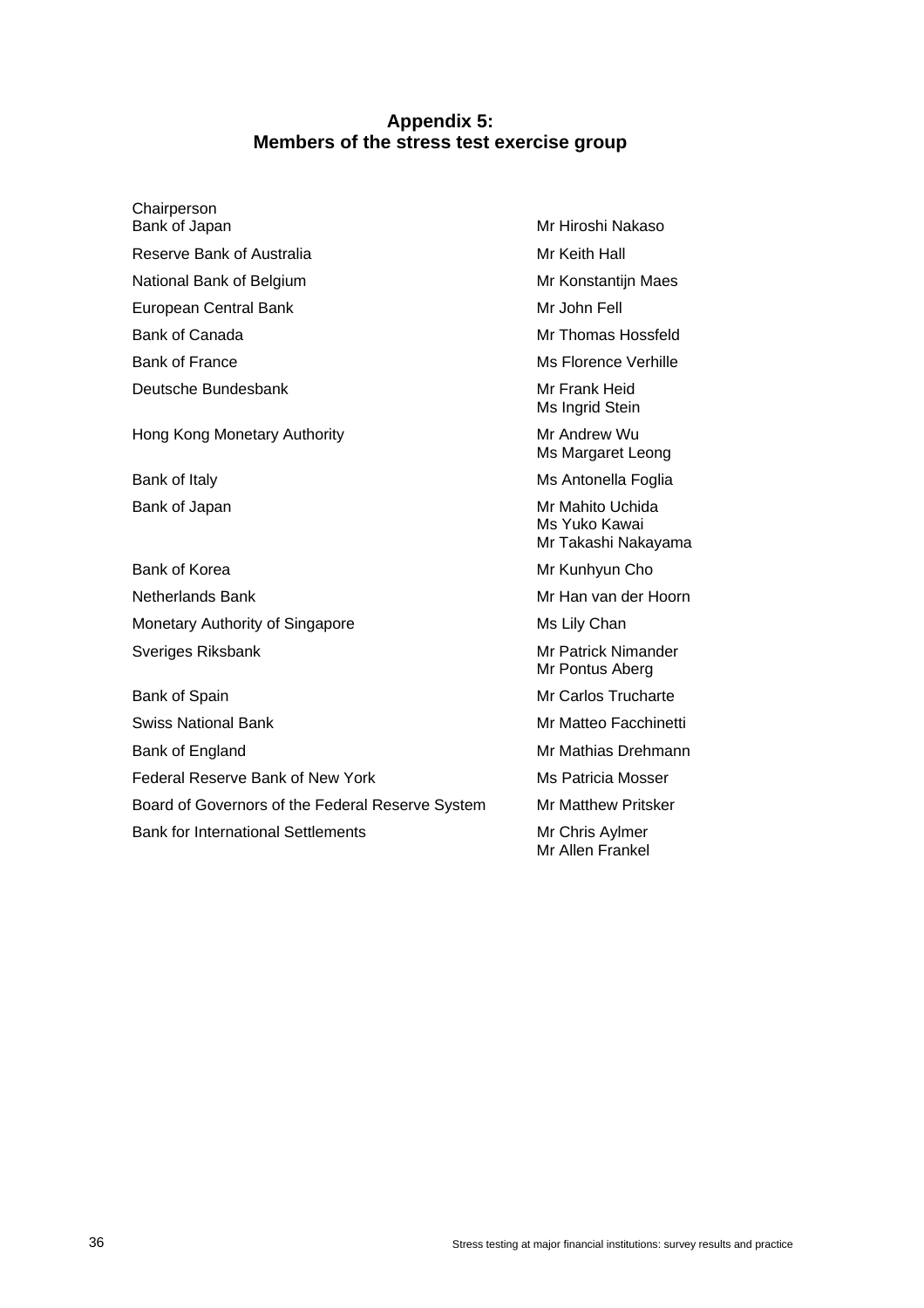## Appendix 5: Members of the stress test exercise group

| | |
|---|---|
| Chairperson<br>Bank of Japan | Mr Hiroshi Nakaso |
| Reserve Bank of Australia | Mr Keith Hall |
| National Bank of Belgium | Mr Konstantijn Maes |
| European Central Bank | Mr John Fell |
| Bank of Canada | Mr Thomas Hossfeld |
| Bank of France | Ms Florence Verhille |
| Deutsche Bundesbank | Mr Frank Heid<br>Ms Ingrid Stein |
| Hong Kong Monetary Authority | Mr Andrew Wu<br>Ms Margaret Leong |
| Bank of Italy | Ms Antonella Foglia |
| Bank of Japan | Mr Mahito Uchida<br>Ms Yuko Kawai<br>Mr Takashi Nakayama |
| Bank of Korea | Mr Kunhyun Cho |
| Netherlands Bank | Mr Han van der Hoorn |
| Monetary Authority of Singapore | Ms Lily Chan |
| Sveriges Riksbank | Mr Patrick Nimander<br>Mr Pontus Aberg |
| Bank of Spain | Mr Carlos Trucharte |
| Swiss National Bank | Mr Matteo Facchinetti |
| Bank of England | Mr Mathias Drehmann |
| Federal Reserve Bank of New York | Ms Patricia Mosser |
| Board of Governors of the Federal Reserve System | Mr Matthew Pritsker |
| Bank for International Settlements | Mr Chris Aylmer<br>Mr Allen Frankel |